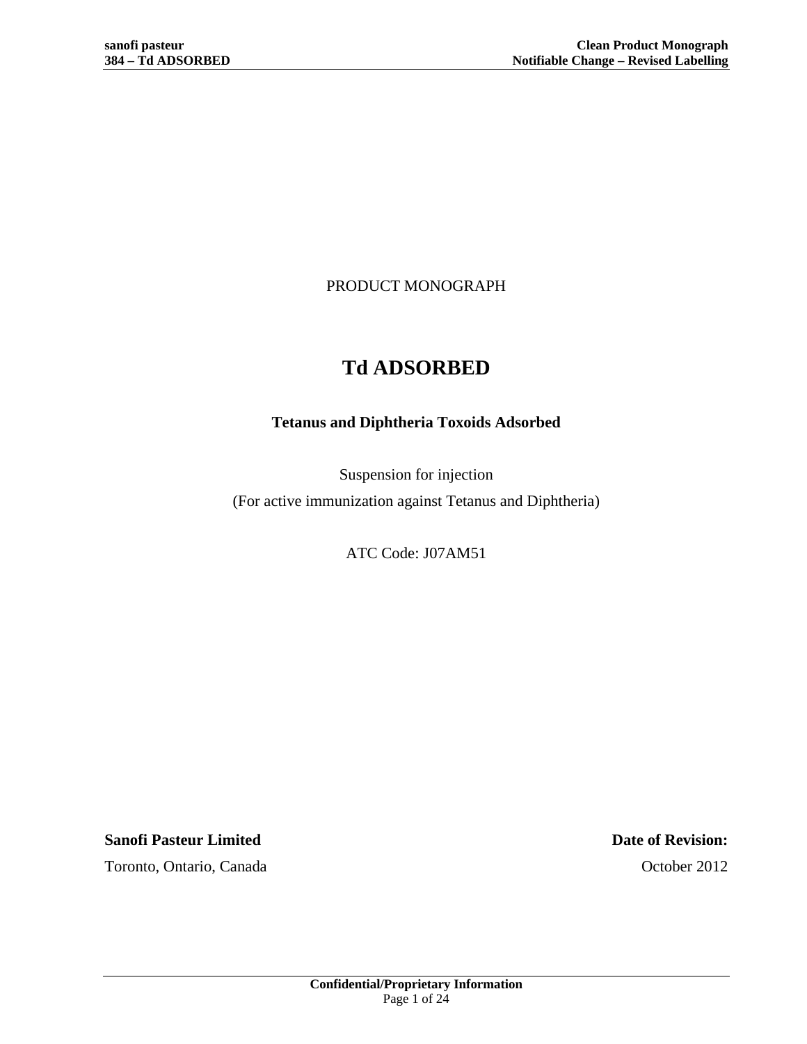PRODUCT MONOGRAPH

# Td ADSORBED

**Tetanus and Diphtheria Toxoids Adsorbed**

Suspension for injection

(For active immunization against Tetanus and Diphtheria)

ATC Code: J07AM51

**Sanofi Pasteur Limited**

Toronto, Ontario, Canada

**Date of Revision:**

October 2012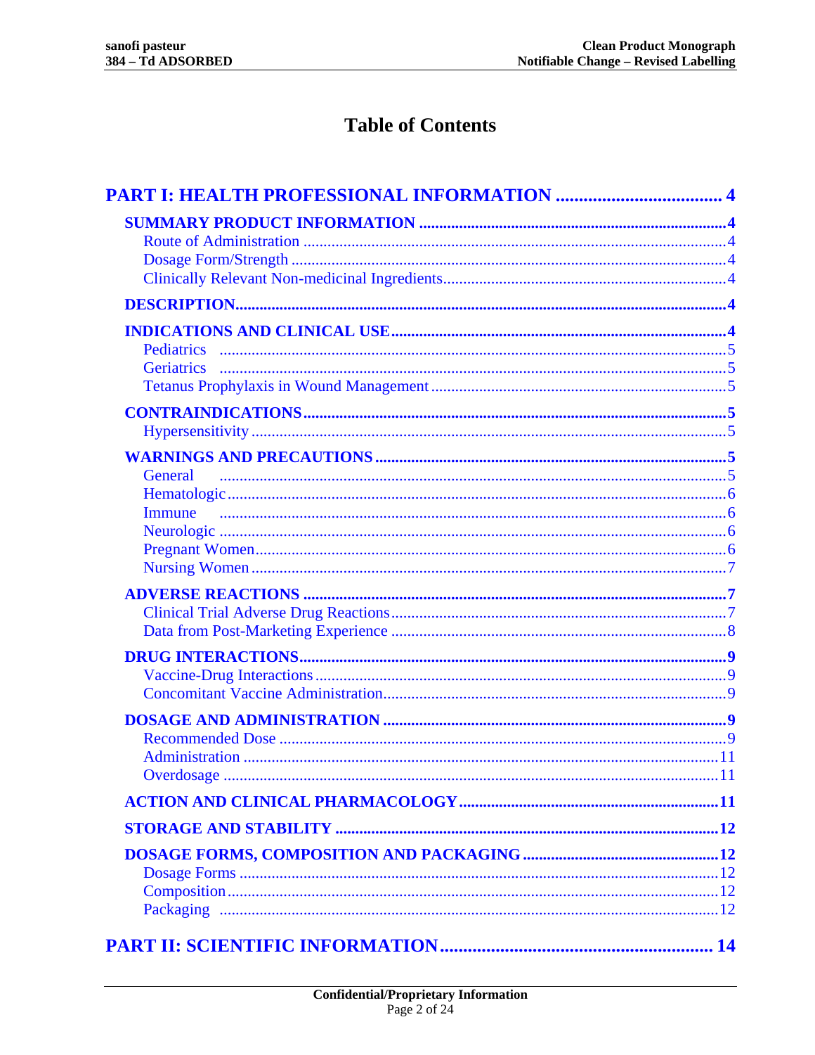# Table of Contents

**PART I: HEALTH PROFESSIONAL INFORMATION .................................... 4**

- **SUMMARY PRODUCT INFORMATION ........................................................................... 4**
  - Route of Administration ........................................................................................ 4
  - Dosage Form/Strength ........................................................................................... 4
  - Clinically Relevant Non-medicinal Ingredients..................................................... 4
- **DESCRIPTION........................................................................................................... 4**
- **INDICATIONS AND CLINICAL USE................................................................................ 4**
  - Pediatrics ............................................................................................................. 5
  - Geriatrics ............................................................................................................. 5
  - Tetanus Prophylaxis in Wound Management......................................................... 5
- **CONTRAINDICATIONS.................................................................................................. 5**
  - Hypersensitivity..................................................................................................... 5
- **WARNINGS AND PRECAUTIONS.................................................................................... 5**
  - General ............................................................................................................... 5
  - Hematologic.......................................................................................................... 6
  - Immune ............................................................................................................... 6
  - Neurologic ............................................................................................................ 6
  - Pregnant Women.................................................................................................... 6
  - Nursing Women..................................................................................................... 7
- **ADVERSE REACTIONS ................................................................................................ 7**
  - Clinical Trial Adverse Drug Reactions.................................................................. 7
  - Data from Post-Marketing Experience .................................................................. 8
- **DRUG INTERACTIONS................................................................................................. 9**
  - Vaccine-Drug Interactions...................................................................................... 9
  - Concomitant Vaccine Administration..................................................................... 9
- **DOSAGE AND ADMINISTRATION ................................................................................ 9**
  - Recommended Dose ............................................................................................... 9
  - Administration ..................................................................................................... 11
  - Overdosage .......................................................................................................... 11
- **ACTION AND CLINICAL PHARMACOLOGY ................................................................ 11**
- **STORAGE AND STABILITY ......................................................................................... 12**
- **DOSAGE FORMS, COMPOSITION AND PACKAGING ................................................ 12**
  - Dosage Forms ....................................................................................................... 12
  - Composition......................................................................................................... 12
  - Packaging ........................................................................................................... 12

**PART II: SCIENTIFIC INFORMATION.......................................................... 14**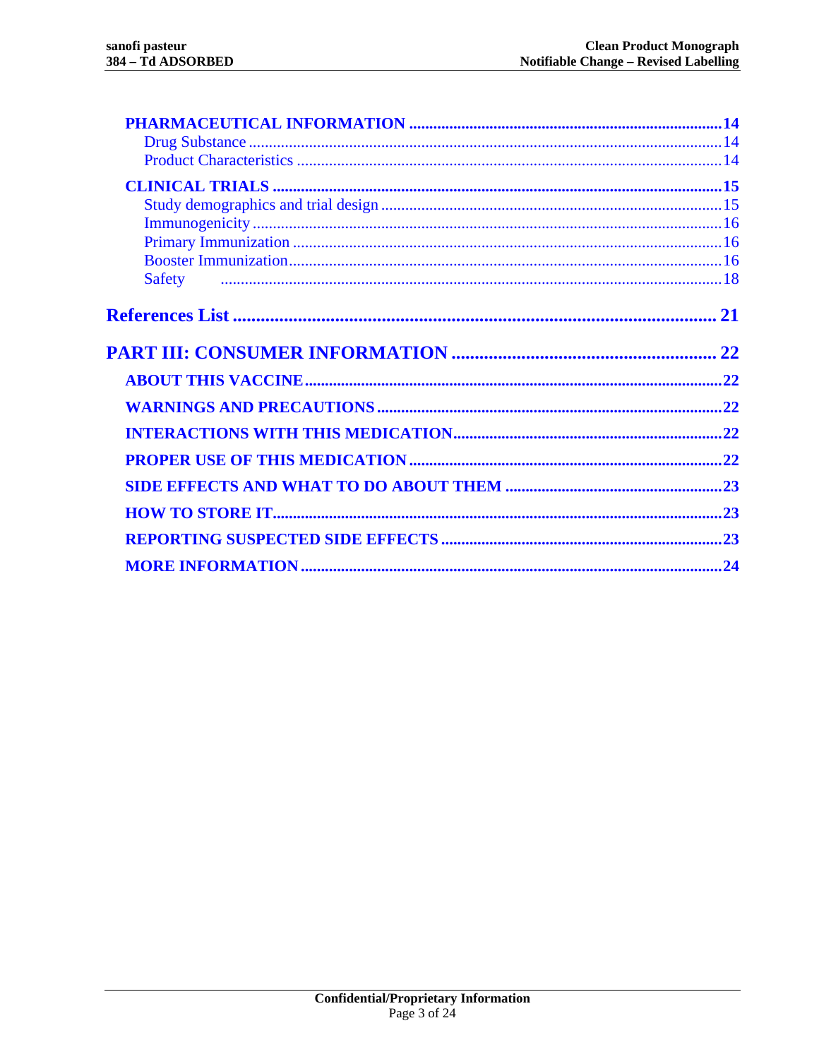**PHARMACEUTICAL INFORMATION** ....................................................................... **14**

Drug Substance ....................................................................................................... 14

Product Characteristics ............................................................................................ 14

**CLINICAL TRIALS** ........................................................................................................ **15**

Study demographics and trial design ....................................................................... 15

Immunogenicity ........................................................................................................ 16

Primary Immunization .............................................................................................. 16

Booster Immunization ............................................................................................... 16

Safety ........................................................................................................................ 18

**References List** ................................................................................................ **21**

**PART III: CONSUMER INFORMATION** ........................................................ **22**

**ABOUT THIS VACCINE** ............................................................................................... **22**

**WARNINGS AND PRECAUTIONS** .............................................................................. **22**

**INTERACTIONS WITH THIS MEDICATION** ................................................................ **22**

**PROPER USE OF THIS MEDICATION** ........................................................................ **22**

**SIDE EFFECTS AND WHAT TO DO ABOUT THEM** ................................................... **23**

**HOW TO STORE IT** ........................................................................................................ **23**

**REPORTING SUSPECTED SIDE EFFECTS** ................................................................ **23**

**MORE INFORMATION** .................................................................................................. **24**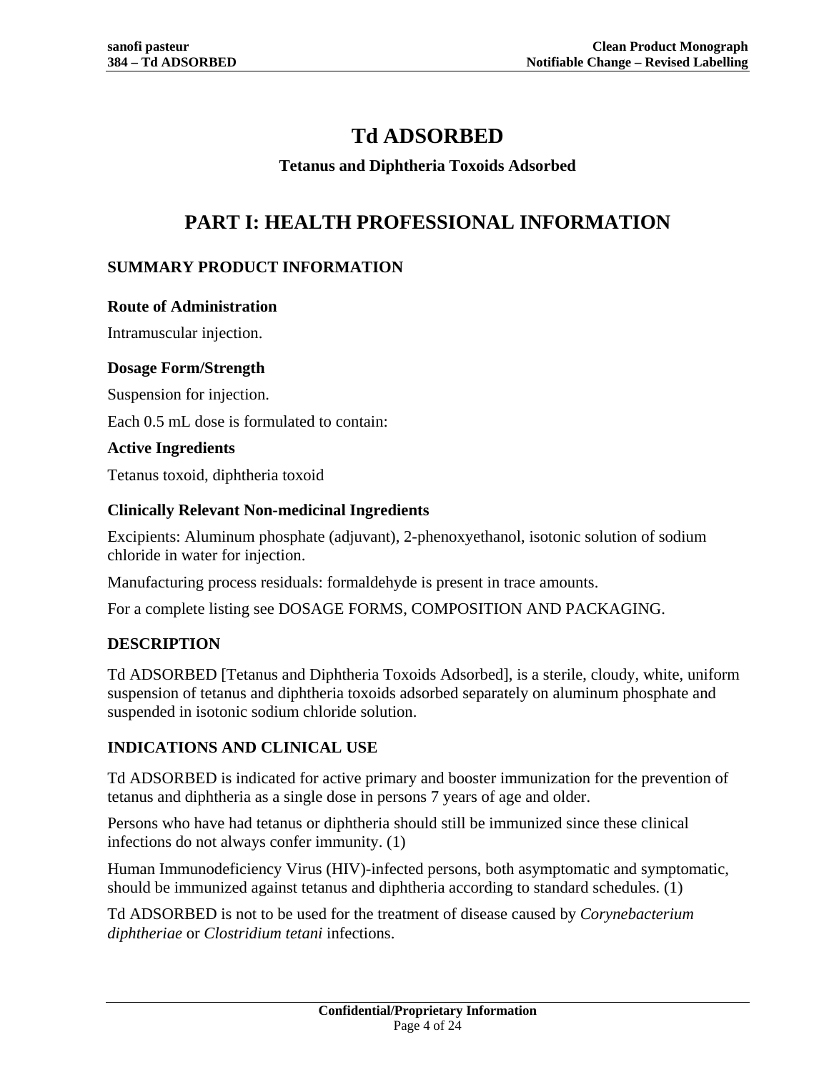# Td ADSORBED

**Tetanus and Diphtheria Toxoids Adsorbed**

# PART I: HEALTH PROFESSIONAL INFORMATION

## SUMMARY PRODUCT INFORMATION

### Route of Administration

Intramuscular injection.

### Dosage Form/Strength

Suspension for injection.

Each 0.5 mL dose is formulated to contain:

### Active Ingredients

Tetanus toxoid, diphtheria toxoid

### Clinically Relevant Non-medicinal Ingredients

Excipients: Aluminum phosphate (adjuvant), 2-phenoxyethanol, isotonic solution of sodium chloride in water for injection.

Manufacturing process residuals: formaldehyde is present in trace amounts.

For a complete listing see DOSAGE FORMS, COMPOSITION AND PACKAGING.

## DESCRIPTION

Td ADSORBED [Tetanus and Diphtheria Toxoids Adsorbed], is a sterile, cloudy, white, uniform suspension of tetanus and diphtheria toxoids adsorbed separately on aluminum phosphate and suspended in isotonic sodium chloride solution.

## INDICATIONS AND CLINICAL USE

Td ADSORBED is indicated for active primary and booster immunization for the prevention of tetanus and diphtheria as a single dose in persons 7 years of age and older.

Persons who have had tetanus or diphtheria should still be immunized since these clinical infections do not always confer immunity. (1)

Human Immunodeficiency Virus (HIV)-infected persons, both asymptomatic and symptomatic, should be immunized against tetanus and diphtheria according to standard schedules. (1)

Td ADSORBED is not to be used for the treatment of disease caused by *Corynebacterium diphtheriae* or *Clostridium tetani* infections.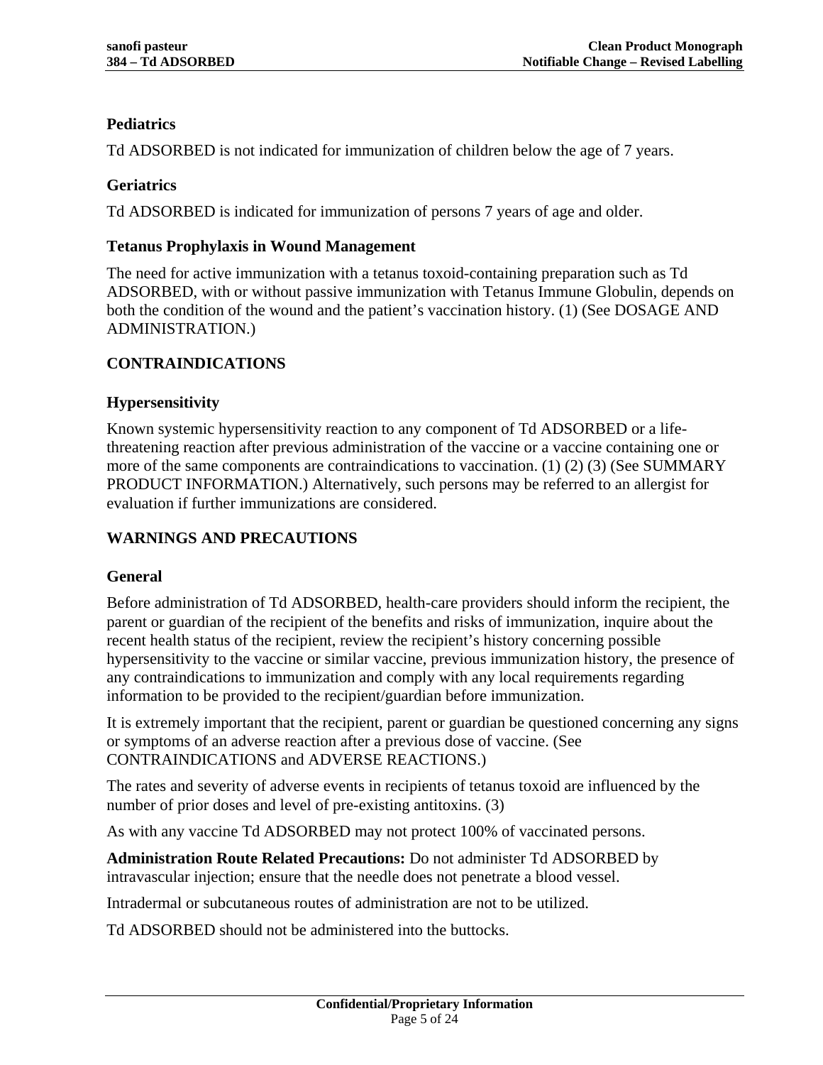### Pediatrics

Td ADSORBED is not indicated for immunization of children below the age of 7 years.

### Geriatrics

Td ADSORBED is indicated for immunization of persons 7 years of age and older.

### Tetanus Prophylaxis in Wound Management

The need for active immunization with a tetanus toxoid-containing preparation such as Td ADSORBED, with or without passive immunization with Tetanus Immune Globulin, depends on both the condition of the wound and the patient's vaccination history. (1) (See DOSAGE AND ADMINISTRATION.)

## CONTRAINDICATIONS

### Hypersensitivity

Known systemic hypersensitivity reaction to any component of Td ADSORBED or a life-threatening reaction after previous administration of the vaccine or a vaccine containing one or more of the same components are contraindications to vaccination. (1) (2) (3) (See SUMMARY PRODUCT INFORMATION.) Alternatively, such persons may be referred to an allergist for evaluation if further immunizations are considered.

## WARNINGS AND PRECAUTIONS

### General

Before administration of Td ADSORBED, health-care providers should inform the recipient, the parent or guardian of the recipient of the benefits and risks of immunization, inquire about the recent health status of the recipient, review the recipient's history concerning possible hypersensitivity to the vaccine or similar vaccine, previous immunization history, the presence of any contraindications to immunization and comply with any local requirements regarding information to be provided to the recipient/guardian before immunization.

It is extremely important that the recipient, parent or guardian be questioned concerning any signs or symptoms of an adverse reaction after a previous dose of vaccine. (See CONTRAINDICATIONS and ADVERSE REACTIONS.)

The rates and severity of adverse events in recipients of tetanus toxoid are influenced by the number of prior doses and level of pre-existing antitoxins. (3)

As with any vaccine Td ADSORBED may not protect 100% of vaccinated persons.

**Administration Route Related Precautions:** Do not administer Td ADSORBED by intravascular injection; ensure that the needle does not penetrate a blood vessel.

Intradermal or subcutaneous routes of administration are not to be utilized.

Td ADSORBED should not be administered into the buttocks.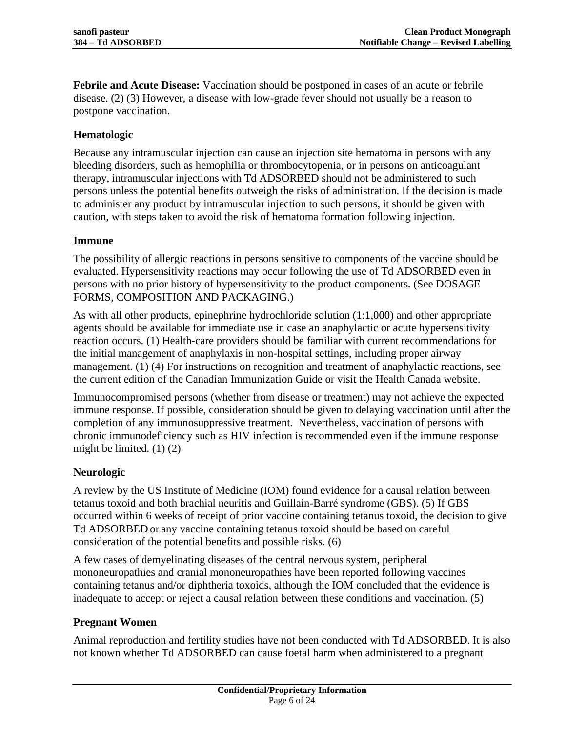**Febrile and Acute Disease:** Vaccination should be postponed in cases of an acute or febrile disease. (2) (3) However, a disease with low-grade fever should not usually be a reason to postpone vaccination.

### Hematologic

Because any intramuscular injection can cause an injection site hematoma in persons with any bleeding disorders, such as hemophilia or thrombocytopenia, or in persons on anticoagulant therapy, intramuscular injections with Td ADSORBED should not be administered to such persons unless the potential benefits outweigh the risks of administration. If the decision is made to administer any product by intramuscular injection to such persons, it should be given with caution, with steps taken to avoid the risk of hematoma formation following injection.

### Immune

The possibility of allergic reactions in persons sensitive to components of the vaccine should be evaluated. Hypersensitivity reactions may occur following the use of Td ADSORBED even in persons with no prior history of hypersensitivity to the product components. (See DOSAGE FORMS, COMPOSITION AND PACKAGING.)

As with all other products, epinephrine hydrochloride solution (1:1,000) and other appropriate agents should be available for immediate use in case an anaphylactic or acute hypersensitivity reaction occurs. (1) Health-care providers should be familiar with current recommendations for the initial management of anaphylaxis in non-hospital settings, including proper airway management. (1) (4) For instructions on recognition and treatment of anaphylactic reactions, see the current edition of the Canadian Immunization Guide or visit the Health Canada website.

Immunocompromised persons (whether from disease or treatment) may not achieve the expected immune response. If possible, consideration should be given to delaying vaccination until after the completion of any immunosuppressive treatment. Nevertheless, vaccination of persons with chronic immunodeficiency such as HIV infection is recommended even if the immune response might be limited. (1) (2)

### Neurologic

A review by the US Institute of Medicine (IOM) found evidence for a causal relation between tetanus toxoid and both brachial neuritis and Guillain-Barré syndrome (GBS). (5) If GBS occurred within 6 weeks of receipt of prior vaccine containing tetanus toxoid, the decision to give Td ADSORBED or any vaccine containing tetanus toxoid should be based on careful consideration of the potential benefits and possible risks. (6)

A few cases of demyelinating diseases of the central nervous system, peripheral mononeuropathies and cranial mononeuropathies have been reported following vaccines containing tetanus and/or diphtheria toxoids, although the IOM concluded that the evidence is inadequate to accept or reject a causal relation between these conditions and vaccination. (5)

### Pregnant Women

Animal reproduction and fertility studies have not been conducted with Td ADSORBED. It is also not known whether Td ADSORBED can cause foetal harm when administered to a pregnant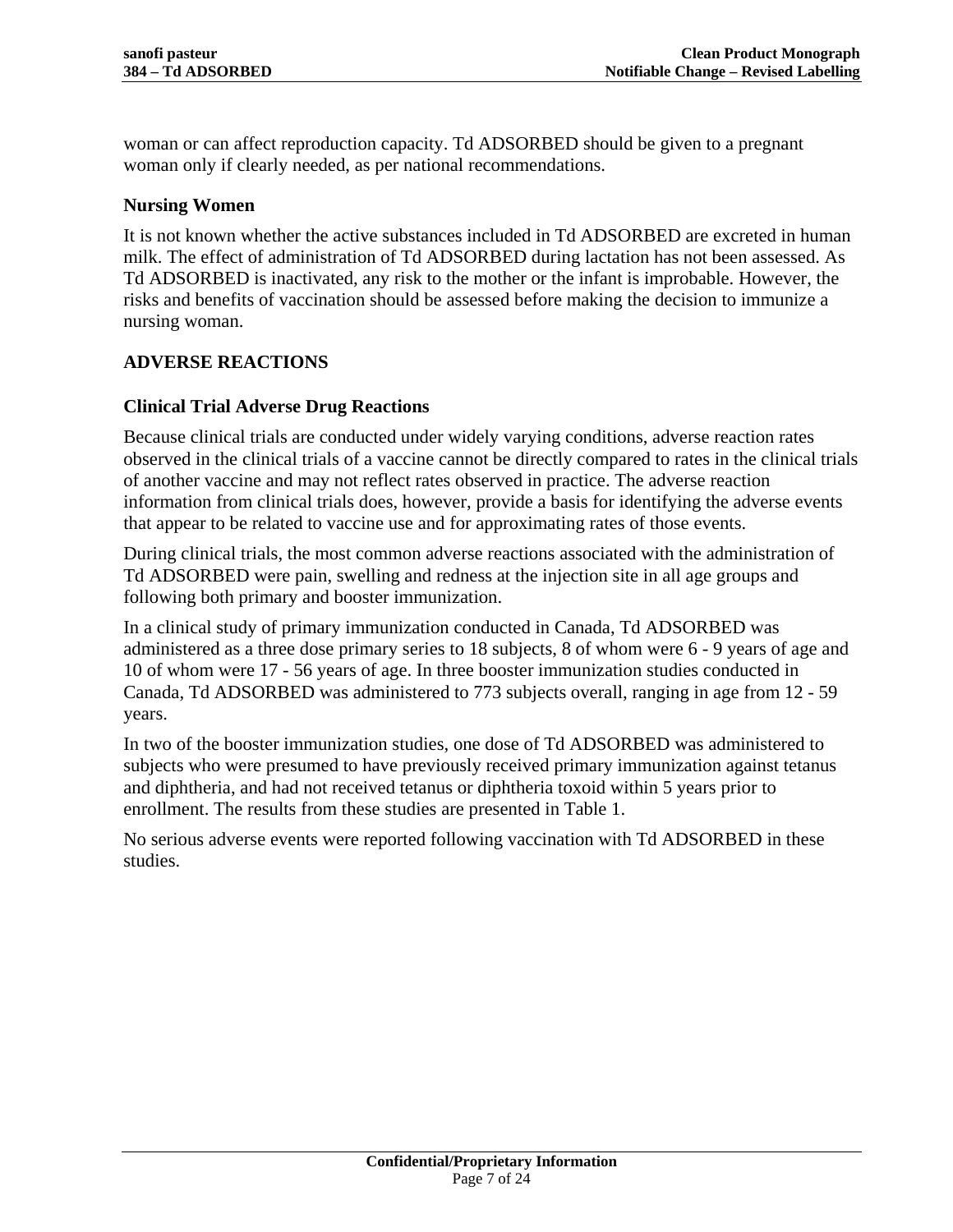woman or can affect reproduction capacity. Td ADSORBED should be given to a pregnant woman only if clearly needed, as per national recommendations.

### Nursing Women

It is not known whether the active substances included in Td ADSORBED are excreted in human milk. The effect of administration of Td ADSORBED during lactation has not been assessed. As Td ADSORBED is inactivated, any risk to the mother or the infant is improbable. However, the risks and benefits of vaccination should be assessed before making the decision to immunize a nursing woman.

## ADVERSE REACTIONS

### Clinical Trial Adverse Drug Reactions

Because clinical trials are conducted under widely varying conditions, adverse reaction rates observed in the clinical trials of a vaccine cannot be directly compared to rates in the clinical trials of another vaccine and may not reflect rates observed in practice. The adverse reaction information from clinical trials does, however, provide a basis for identifying the adverse events that appear to be related to vaccine use and for approximating rates of those events.

During clinical trials, the most common adverse reactions associated with the administration of Td ADSORBED were pain, swelling and redness at the injection site in all age groups and following both primary and booster immunization.

In a clinical study of primary immunization conducted in Canada, Td ADSORBED was administered as a three dose primary series to 18 subjects, 8 of whom were 6 - 9 years of age and 10 of whom were 17 - 56 years of age. In three booster immunization studies conducted in Canada, Td ADSORBED was administered to 773 subjects overall, ranging in age from 12 - 59 years.

In two of the booster immunization studies, one dose of Td ADSORBED was administered to subjects who were presumed to have previously received primary immunization against tetanus and diphtheria, and had not received tetanus or diphtheria toxoid within 5 years prior to enrollment. The results from these studies are presented in Table 1.

No serious adverse events were reported following vaccination with Td ADSORBED in these studies.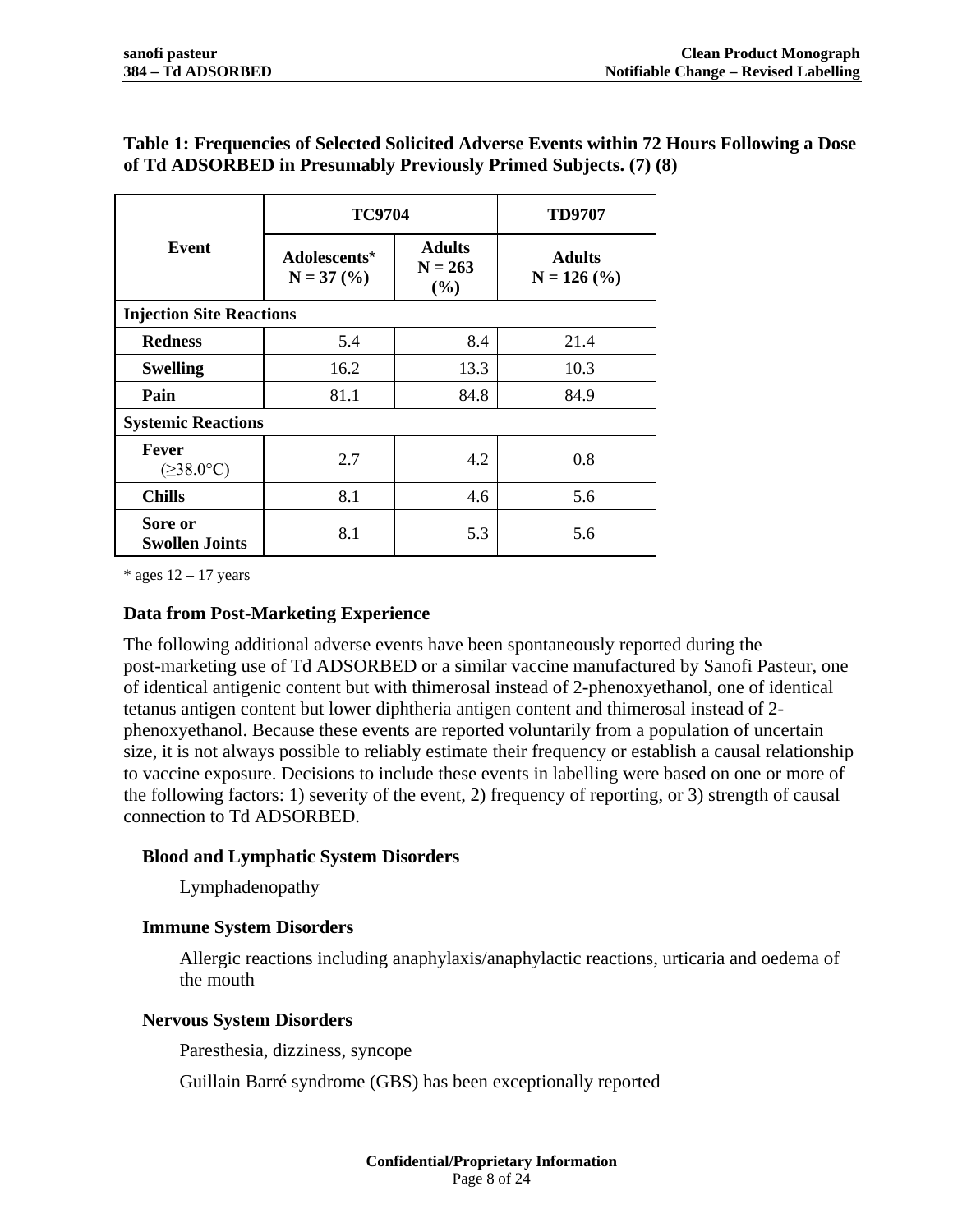**Table 1: Frequencies of Selected Solicited Adverse Events within 72 Hours Following a Dose of Td ADSORBED in Presumably Previously Primed Subjects. (7) (8)**

| Event | TC9704 | | TD9707 |
|---|---|---|---|
| | Adolescents* N = 37 (%) | Adults N = 263 (%) | Adults N = 126 (%) |
| **Injection Site Reactions** | | | |
| **Redness** | 5.4 | 8.4 | 21.4 |
| **Swelling** | 16.2 | 13.3 | 10.3 |
| **Pain** | 81.1 | 84.8 | 84.9 |
| **Systemic Reactions** | | | |
| **Fever** (≥38.0°C) | 2.7 | 4.2 | 0.8 |
| **Chills** | 8.1 | 4.6 | 5.6 |
| **Sore or Swollen Joints** | 8.1 | 5.3 | 5.6 |

* ages 12 – 17 years

### Data from Post-Marketing Experience

The following additional adverse events have been spontaneously reported during the post-marketing use of Td ADSORBED or a similar vaccine manufactured by Sanofi Pasteur, one of identical antigenic content but with thimerosal instead of 2-phenoxyethanol, one of identical tetanus antigen content but lower diphtheria antigen content and thimerosal instead of 2-phenoxyethanol. Because these events are reported voluntarily from a population of uncertain size, it is not always possible to reliably estimate their frequency or establish a causal relationship to vaccine exposure. Decisions to include these events in labelling were based on one or more of the following factors: 1) severity of the event, 2) frequency of reporting, or 3) strength of causal connection to Td ADSORBED.

**Blood and Lymphatic System Disorders**

Lymphadenopathy

**Immune System Disorders**

Allergic reactions including anaphylaxis/anaphylactic reactions, urticaria and oedema of the mouth

**Nervous System Disorders**

Paresthesia, dizziness, syncope

Guillain Barré syndrome (GBS) has been exceptionally reported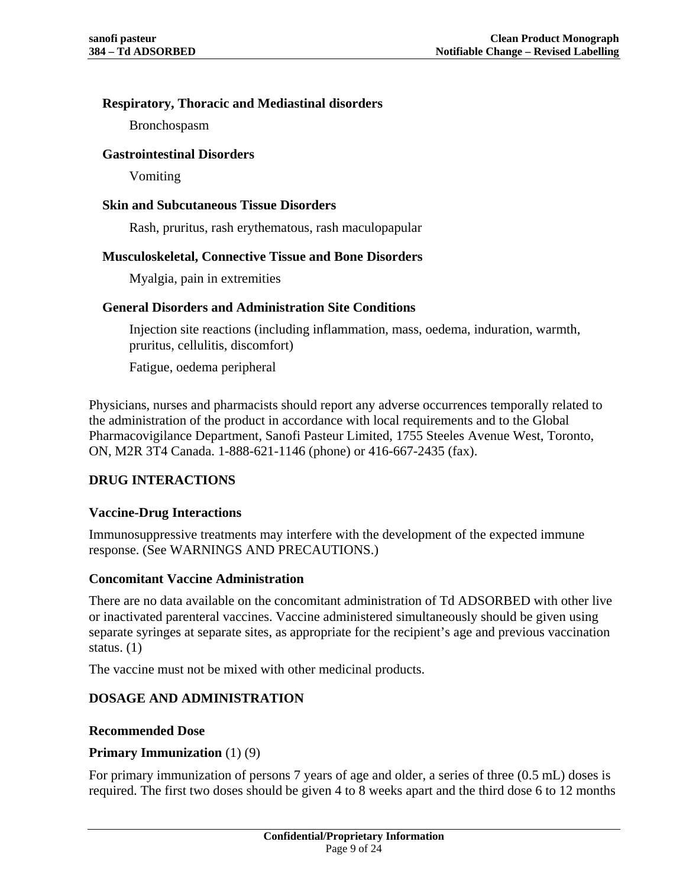**Respiratory, Thoracic and Mediastinal disorders**

Bronchospasm

**Gastrointestinal Disorders**

Vomiting

**Skin and Subcutaneous Tissue Disorders**

Rash, pruritus, rash erythematous, rash maculopapular

**Musculoskeletal, Connective Tissue and Bone Disorders**

Myalgia, pain in extremities

**General Disorders and Administration Site Conditions**

Injection site reactions (including inflammation, mass, oedema, induration, warmth, pruritus, cellulitis, discomfort)

Fatigue, oedema peripheral

Physicians, nurses and pharmacists should report any adverse occurrences temporally related to the administration of the product in accordance with local requirements and to the Global Pharmacovigilance Department, Sanofi Pasteur Limited, 1755 Steeles Avenue West, Toronto, ON, M2R 3T4 Canada. 1-888-621-1146 (phone) or 416-667-2435 (fax).

## DRUG INTERACTIONS

### Vaccine-Drug Interactions

Immunosuppressive treatments may interfere with the development of the expected immune response. (See WARNINGS AND PRECAUTIONS.)

### Concomitant Vaccine Administration

There are no data available on the concomitant administration of Td ADSORBED with other live or inactivated parenteral vaccines. Vaccine administered simultaneously should be given using separate syringes at separate sites, as appropriate for the recipient's age and previous vaccination status. (1)

The vaccine must not be mixed with other medicinal products.

## DOSAGE AND ADMINISTRATION

### Recommended Dose

**Primary Immunization** (1) (9)

For primary immunization of persons 7 years of age and older, a series of three (0.5 mL) doses is required. The first two doses should be given 4 to 8 weeks apart and the third dose 6 to 12 months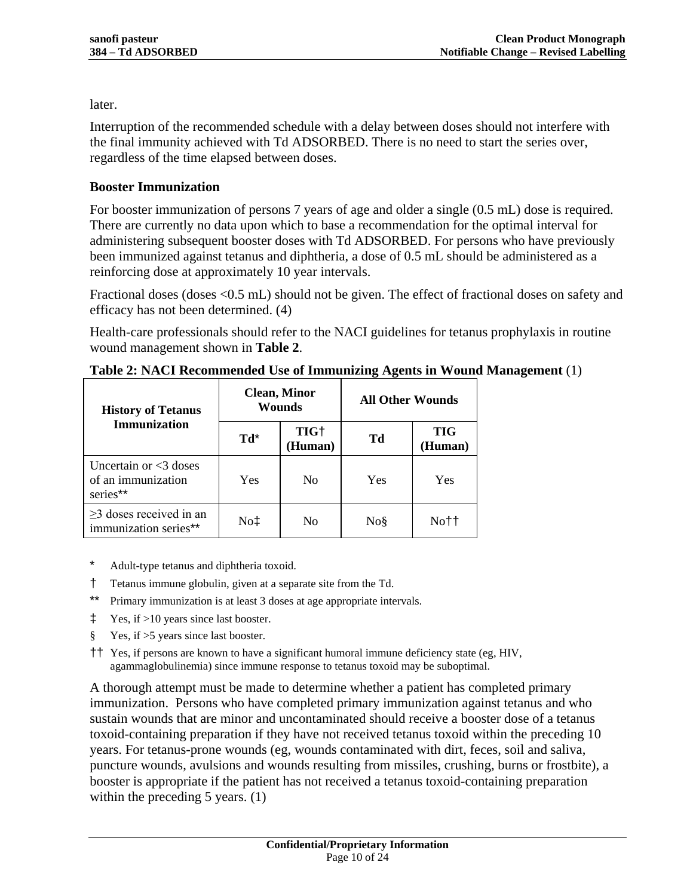later.

Interruption of the recommended schedule with a delay between doses should not interfere with the final immunity achieved with Td ADSORBED. There is no need to start the series over, regardless of the time elapsed between doses.

**Booster Immunization**

For booster immunization of persons 7 years of age and older a single (0.5 mL) dose is required. There are currently no data upon which to base a recommendation for the optimal interval for administering subsequent booster doses with Td ADSORBED. For persons who have previously been immunized against tetanus and diphtheria, a dose of 0.5 mL should be administered as a reinforcing dose at approximately 10 year intervals.

Fractional doses (doses <0.5 mL) should not be given. The effect of fractional doses on safety and efficacy has not been determined. (4)

Health-care professionals should refer to the NACI guidelines for tetanus prophylaxis in routine wound management shown in **Table 2**.

**Table 2: NACI Recommended Use of Immunizing Agents in Wound Management** (1)

| History of Tetanus Immunization | Clean, Minor Wounds | | All Other Wounds | |
|---|---|---|---|---|
| | Td* | TIG† (Human) | Td | TIG (Human) |
| Uncertain or <3 doses of an immunization series** | Yes | No | Yes | Yes |
| ≥3 doses received in an immunization series** | No‡ | No | No§ | No†† |

\* Adult-type tetanus and diphtheria toxoid.

† Tetanus immune globulin, given at a separate site from the Td.

** Primary immunization is at least 3 doses at age appropriate intervals.

‡ Yes, if >10 years since last booster.

§ Yes, if >5 years since last booster.

†† Yes, if persons are known to have a significant humoral immune deficiency state (eg, HIV, agammaglobulinemia) since immune response to tetanus toxoid may be suboptimal.

A thorough attempt must be made to determine whether a patient has completed primary immunization. Persons who have completed primary immunization against tetanus and who sustain wounds that are minor and uncontaminated should receive a booster dose of a tetanus toxoid-containing preparation if they have not received tetanus toxoid within the preceding 10 years. For tetanus-prone wounds (eg, wounds contaminated with dirt, feces, soil and saliva, puncture wounds, avulsions and wounds resulting from missiles, crushing, burns or frostbite), a booster is appropriate if the patient has not received a tetanus toxoid-containing preparation within the preceding 5 years. (1)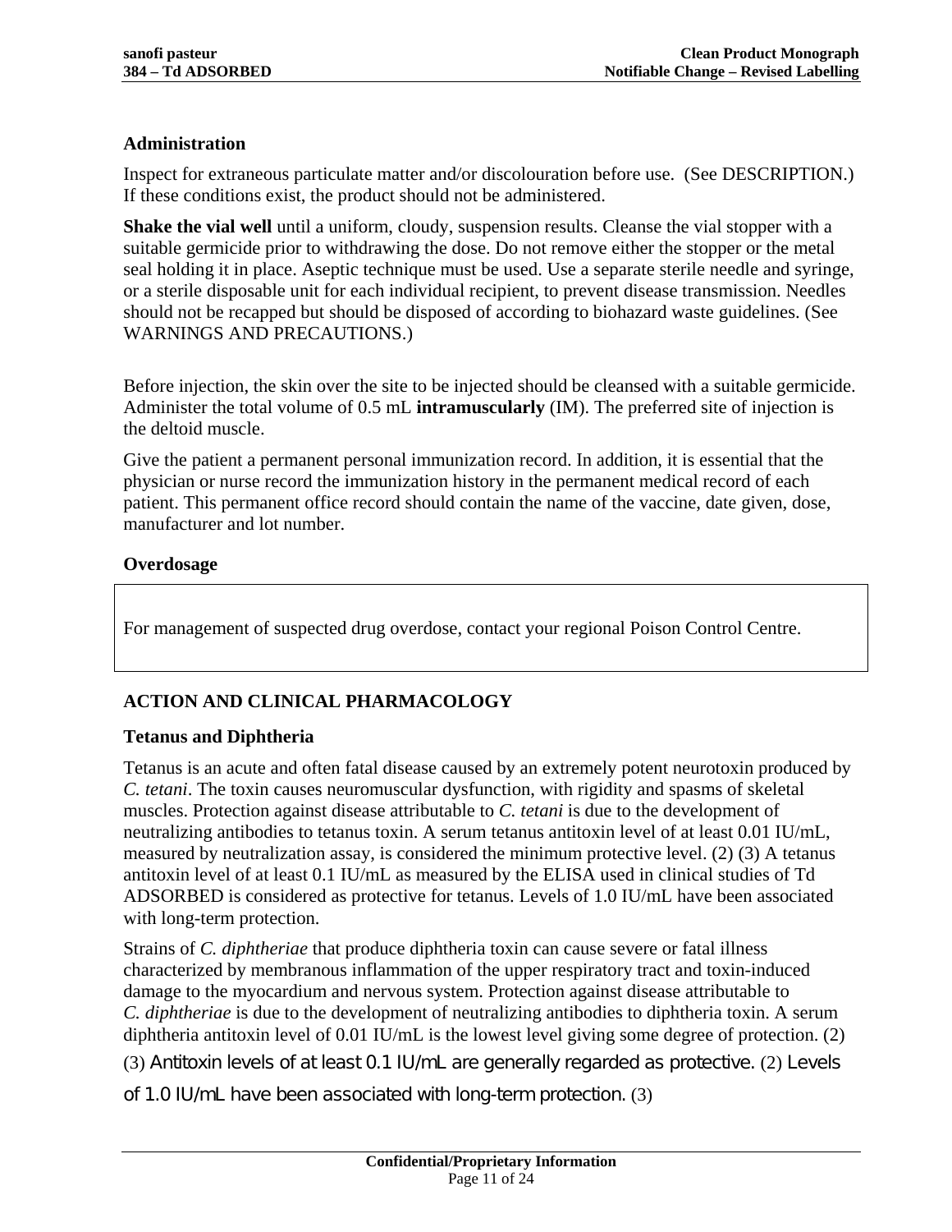### Administration

Inspect for extraneous particulate matter and/or discolouration before use. (See DESCRIPTION.) If these conditions exist, the product should not be administered.

**Shake the vial well** until a uniform, cloudy, suspension results. Cleanse the vial stopper with a suitable germicide prior to withdrawing the dose. Do not remove either the stopper or the metal seal holding it in place. Aseptic technique must be used. Use a separate sterile needle and syringe, or a sterile disposable unit for each individual recipient, to prevent disease transmission. Needles should not be recapped but should be disposed of according to biohazard waste guidelines. (See WARNINGS AND PRECAUTIONS.)

Before injection, the skin over the site to be injected should be cleansed with a suitable germicide. Administer the total volume of 0.5 mL **intramuscularly** (IM). The preferred site of injection is the deltoid muscle.

Give the patient a permanent personal immunization record. In addition, it is essential that the physician or nurse record the immunization history in the permanent medical record of each patient. This permanent office record should contain the name of the vaccine, date given, dose, manufacturer and lot number.

### Overdosage

For management of suspected drug overdose, contact your regional Poison Control Centre.

## ACTION AND CLINICAL PHARMACOLOGY

### Tetanus and Diphtheria

Tetanus is an acute and often fatal disease caused by an extremely potent neurotoxin produced by *C. tetani*. The toxin causes neuromuscular dysfunction, with rigidity and spasms of skeletal muscles. Protection against disease attributable to *C. tetani* is due to the development of neutralizing antibodies to tetanus toxin. A serum tetanus antitoxin level of at least 0.01 IU/mL, measured by neutralization assay, is considered the minimum protective level. (2) (3) A tetanus antitoxin level of at least 0.1 IU/mL as measured by the ELISA used in clinical studies of Td ADSORBED is considered as protective for tetanus. Levels of 1.0 IU/mL have been associated with long-term protection.

Strains of *C. diphtheriae* that produce diphtheria toxin can cause severe or fatal illness characterized by membranous inflammation of the upper respiratory tract and toxin-induced damage to the myocardium and nervous system. Protection against disease attributable to *C. diphtheriae* is due to the development of neutralizing antibodies to diphtheria toxin. A serum diphtheria antitoxin level of 0.01 IU/mL is the lowest level giving some degree of protection. (2) (3) Antitoxin levels of at least 0.1 IU/mL are generally regarded as protective. (2) Levels of 1.0 IU/mL have been associated with long-term protection. (3)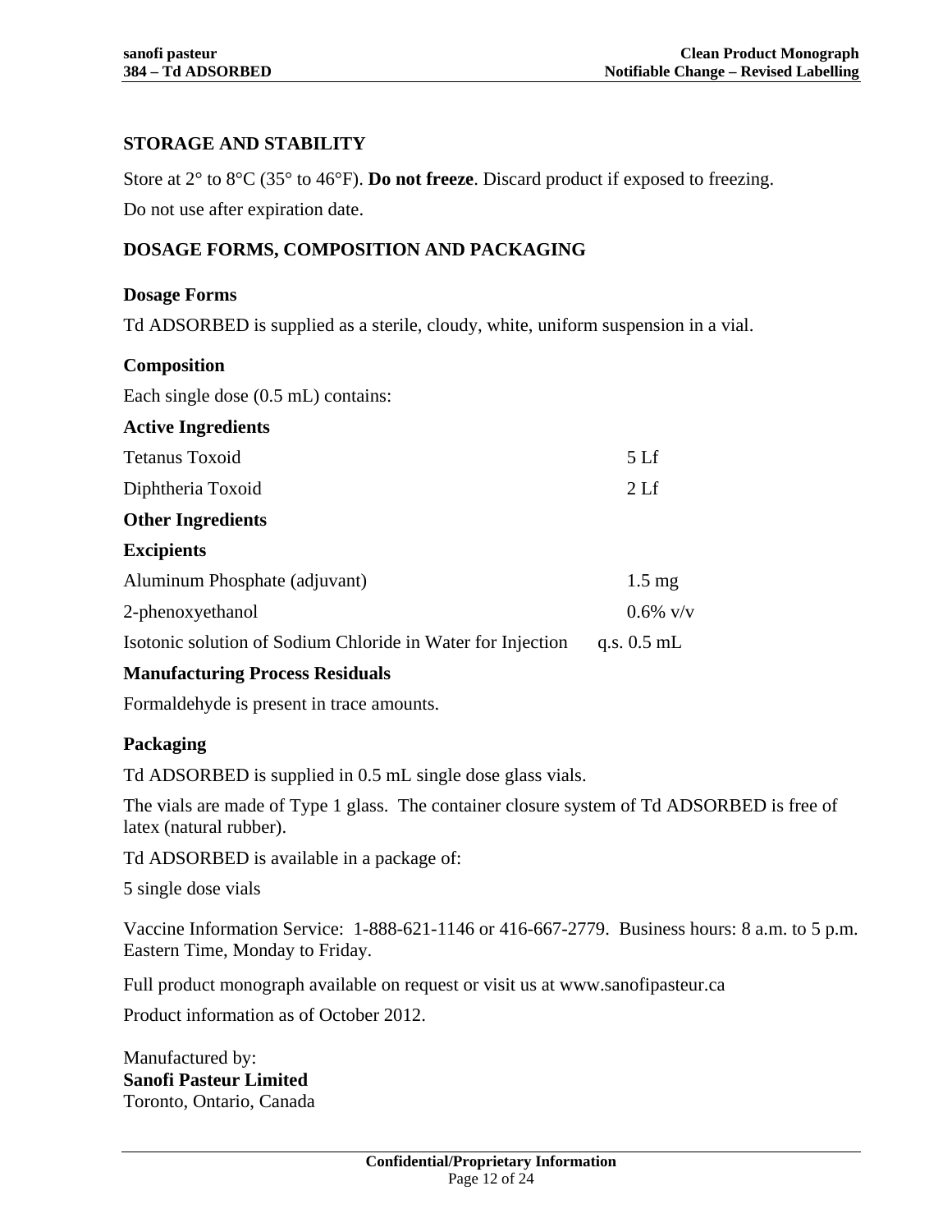## STORAGE AND STABILITY

Store at 2° to 8°C (35° to 46°F). **Do not freeze**. Discard product if exposed to freezing.

Do not use after expiration date.

## DOSAGE FORMS, COMPOSITION AND PACKAGING

### Dosage Forms

Td ADSORBED is supplied as a sterile, cloudy, white, uniform suspension in a vial.

### Composition

Each single dose (0.5 mL) contains:

| **Active Ingredients** | |
|---|---|
| Tetanus Toxoid | 5 Lf |
| Diphtheria Toxoid | 2 Lf |
| **Other Ingredients** | |
| **Excipients** | |
| Aluminum Phosphate (adjuvant) | 1.5 mg |
| 2-phenoxyethanol | 0.6% v/v |
| Isotonic solution of Sodium Chloride in Water for Injection | q.s. 0.5 mL |

**Manufacturing Process Residuals**

Formaldehyde is present in trace amounts.

### Packaging

Td ADSORBED is supplied in 0.5 mL single dose glass vials.

The vials are made of Type 1 glass. The container closure system of Td ADSORBED is free of latex (natural rubber).

Td ADSORBED is available in a package of:

5 single dose vials

Vaccine Information Service: 1-888-621-1146 or 416-667-2779. Business hours: 8 a.m. to 5 p.m. Eastern Time, Monday to Friday.

Full product monograph available on request or visit us at www.sanofipasteur.ca

Product information as of October 2012.

Manufactured by:
**Sanofi Pasteur Limited**
Toronto, Ontario, Canada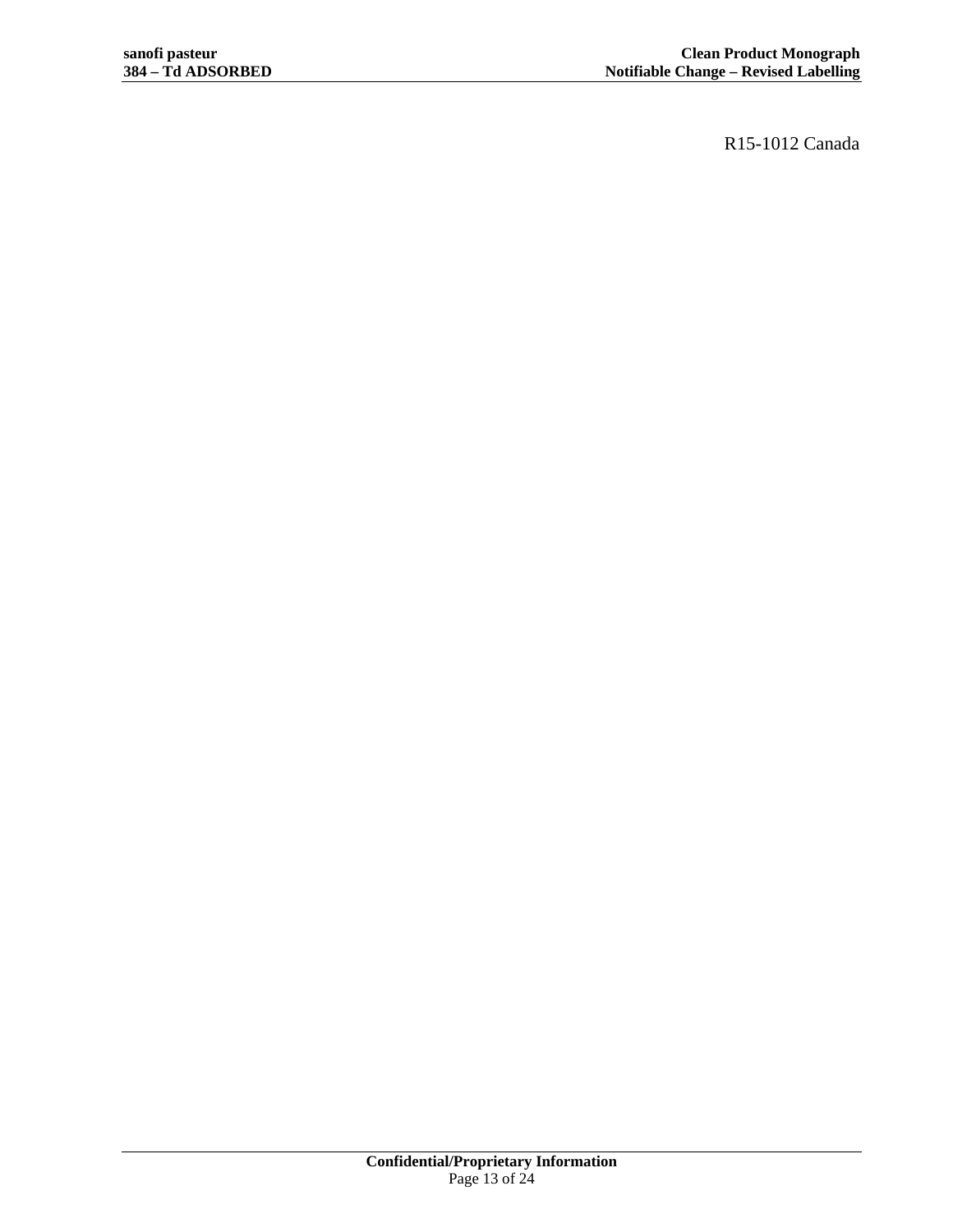R15-1012 Canada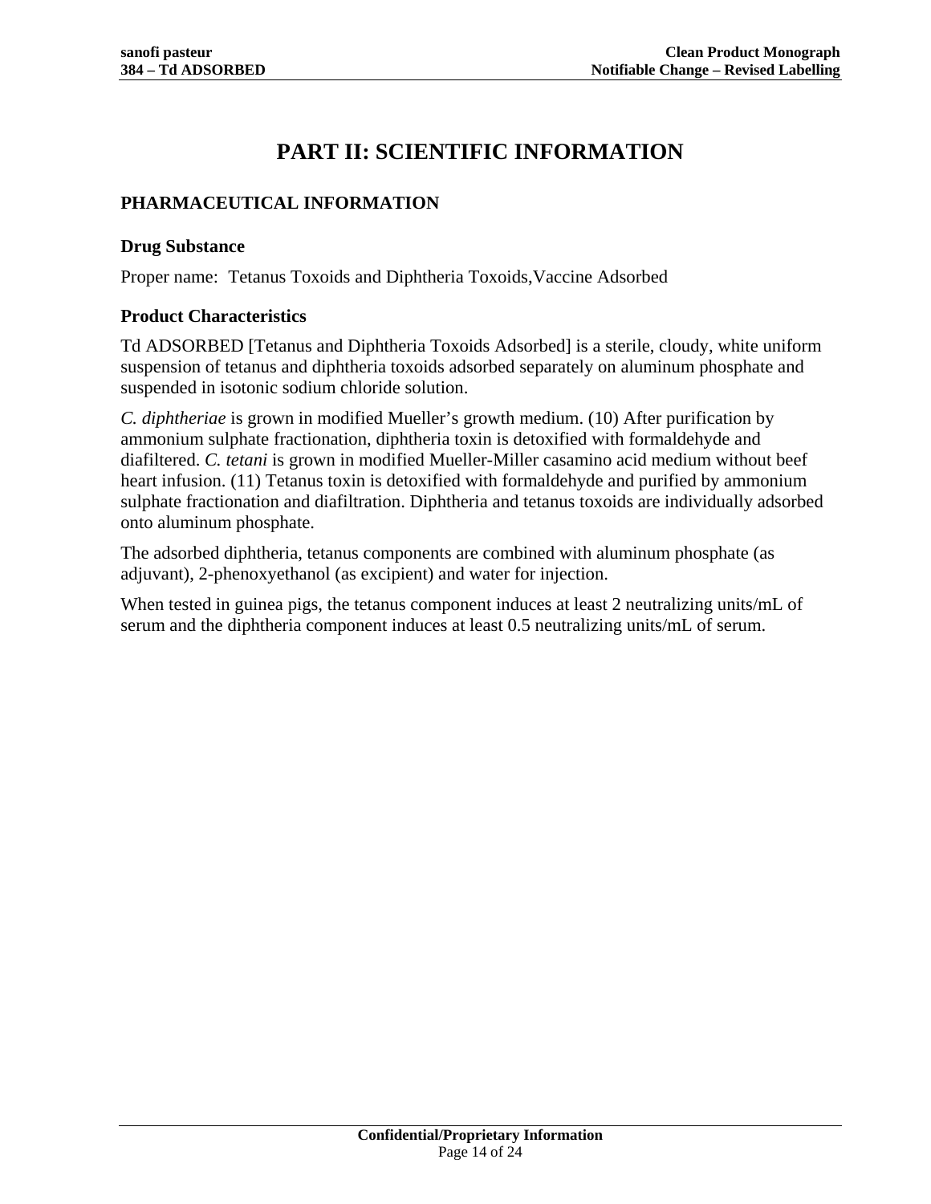# PART II: SCIENTIFIC INFORMATION

## PHARMACEUTICAL INFORMATION

### Drug Substance

Proper name: Tetanus Toxoids and Diphtheria Toxoids,Vaccine Adsorbed

### Product Characteristics

Td ADSORBED [Tetanus and Diphtheria Toxoids Adsorbed] is a sterile, cloudy, white uniform suspension of tetanus and diphtheria toxoids adsorbed separately on aluminum phosphate and suspended in isotonic sodium chloride solution.

*C. diphtheriae* is grown in modified Mueller's growth medium. (10) After purification by ammonium sulphate fractionation, diphtheria toxin is detoxified with formaldehyde and diafiltered. *C. tetani* is grown in modified Mueller-Miller casamino acid medium without beef heart infusion. (11) Tetanus toxin is detoxified with formaldehyde and purified by ammonium sulphate fractionation and diafiltration. Diphtheria and tetanus toxoids are individually adsorbed onto aluminum phosphate.

The adsorbed diphtheria, tetanus components are combined with aluminum phosphate (as adjuvant), 2-phenoxyethanol (as excipient) and water for injection.

When tested in guinea pigs, the tetanus component induces at least 2 neutralizing units/mL of serum and the diphtheria component induces at least 0.5 neutralizing units/mL of serum.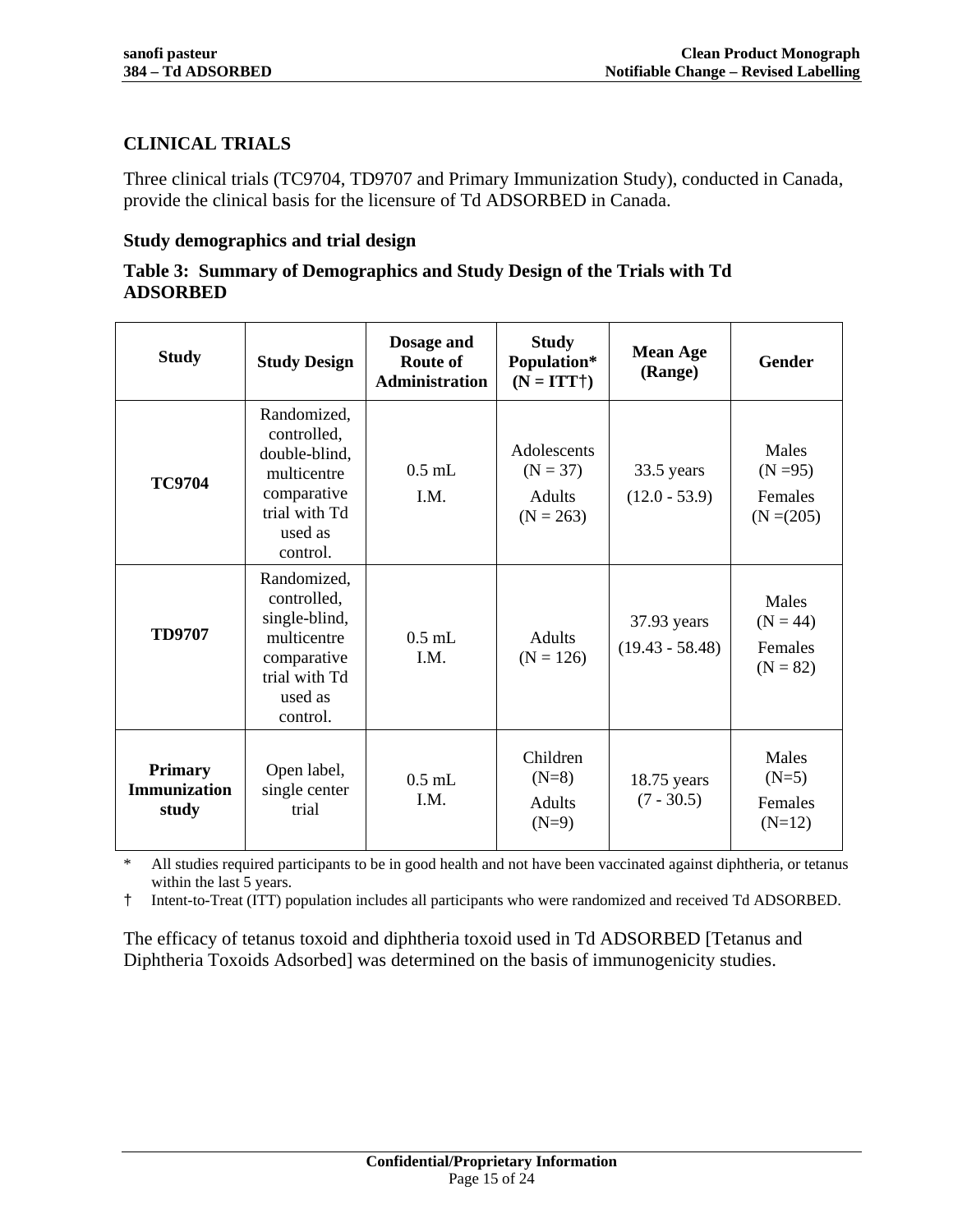## CLINICAL TRIALS

Three clinical trials (TC9704, TD9707 and Primary Immunization Study), conducted in Canada, provide the clinical basis for the licensure of Td ADSORBED in Canada.

### Study demographics and trial design

**Table 3: Summary of Demographics and Study Design of the Trials with Td ADSORBED**

| Study | Study Design | Dosage and Route of Administration | Study Population* (N = ITT†) | Mean Age (Range) | Gender |
|---|---|---|---|---|---|
| **TC9704** | Randomized, controlled, double-blind, multicentre comparative trial with Td used as control. | 0.5 mL I.M. | Adolescents (N = 37) Adults (N = 263) | 33.5 years (12.0 - 53.9) | Males (N =95) Females (N =(205) |
| **TD9707** | Randomized, controlled, single-blind, multicentre comparative trial with Td used as control. | 0.5 mL I.M. | Adults (N = 126) | 37.93 years (19.43 - 58.48) | Males (N = 44) Females (N = 82) |
| **Primary Immunization study** | Open label, single center trial | 0.5 mL I.M. | Children (N=8) Adults (N=9) | 18.75 years (7 - 30.5) | Males (N=5) Females (N=12) |

\* All studies required participants to be in good health and not have been vaccinated against diphtheria, or tetanus within the last 5 years.

† Intent-to-Treat (ITT) population includes all participants who were randomized and received Td ADSORBED.

The efficacy of tetanus toxoid and diphtheria toxoid used in Td ADSORBED [Tetanus and Diphtheria Toxoids Adsorbed] was determined on the basis of immunogenicity studies.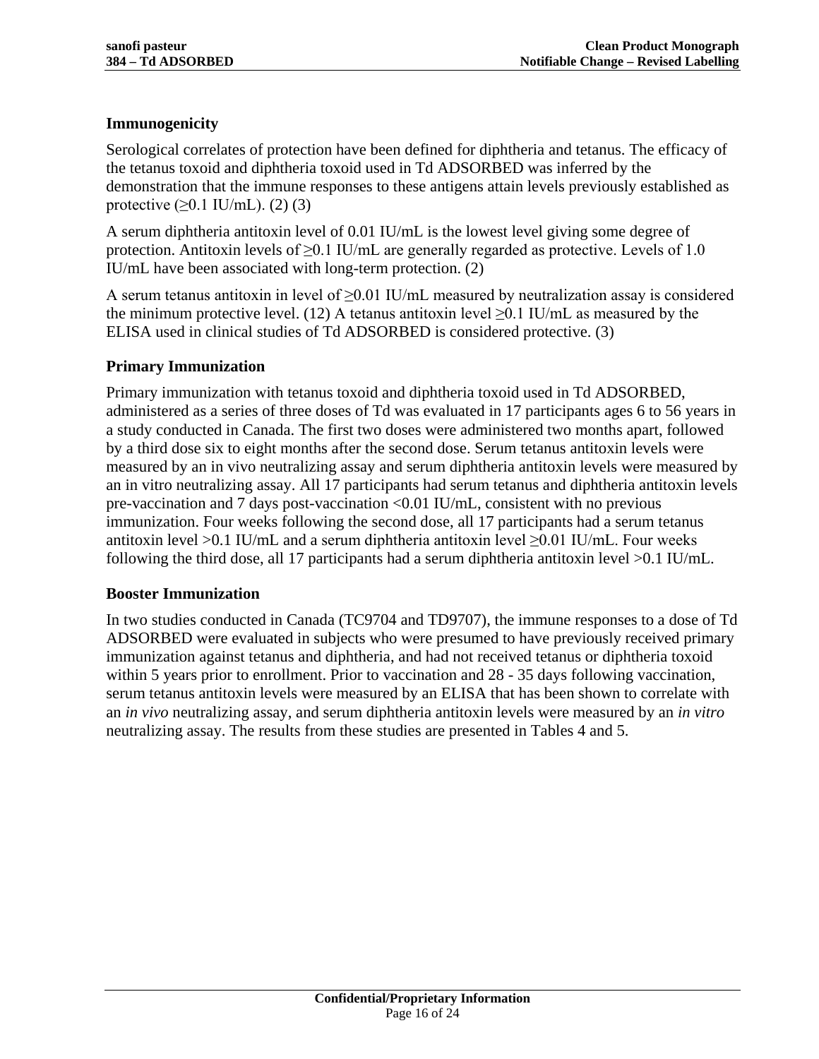### Immunogenicity

Serological correlates of protection have been defined for diphtheria and tetanus. The efficacy of the tetanus toxoid and diphtheria toxoid used in Td ADSORBED was inferred by the demonstration that the immune responses to these antigens attain levels previously established as protective (≥0.1 IU/mL). (2) (3)

A serum diphtheria antitoxin level of 0.01 IU/mL is the lowest level giving some degree of protection. Antitoxin levels of ≥0.1 IU/mL are generally regarded as protective. Levels of 1.0 IU/mL have been associated with long-term protection. (2)

A serum tetanus antitoxin in level of ≥0.01 IU/mL measured by neutralization assay is considered the minimum protective level. (12) A tetanus antitoxin level ≥0.1 IU/mL as measured by the ELISA used in clinical studies of Td ADSORBED is considered protective. (3)

### Primary Immunization

Primary immunization with tetanus toxoid and diphtheria toxoid used in Td ADSORBED, administered as a series of three doses of Td was evaluated in 17 participants ages 6 to 56 years in a study conducted in Canada. The first two doses were administered two months apart, followed by a third dose six to eight months after the second dose. Serum tetanus antitoxin levels were measured by an in vivo neutralizing assay and serum diphtheria antitoxin levels were measured by an in vitro neutralizing assay. All 17 participants had serum tetanus and diphtheria antitoxin levels pre-vaccination and 7 days post-vaccination <0.01 IU/mL, consistent with no previous immunization. Four weeks following the second dose, all 17 participants had a serum tetanus antitoxin level >0.1 IU/mL and a serum diphtheria antitoxin level ≥0.01 IU/mL. Four weeks following the third dose, all 17 participants had a serum diphtheria antitoxin level >0.1 IU/mL.

### Booster Immunization

In two studies conducted in Canada (TC9704 and TD9707), the immune responses to a dose of Td ADSORBED were evaluated in subjects who were presumed to have previously received primary immunization against tetanus and diphtheria, and had not received tetanus or diphtheria toxoid within 5 years prior to enrollment. Prior to vaccination and 28 - 35 days following vaccination, serum tetanus antitoxin levels were measured by an ELISA that has been shown to correlate with an *in vivo* neutralizing assay, and serum diphtheria antitoxin levels were measured by an *in vitro* neutralizing assay. The results from these studies are presented in Tables 4 and 5.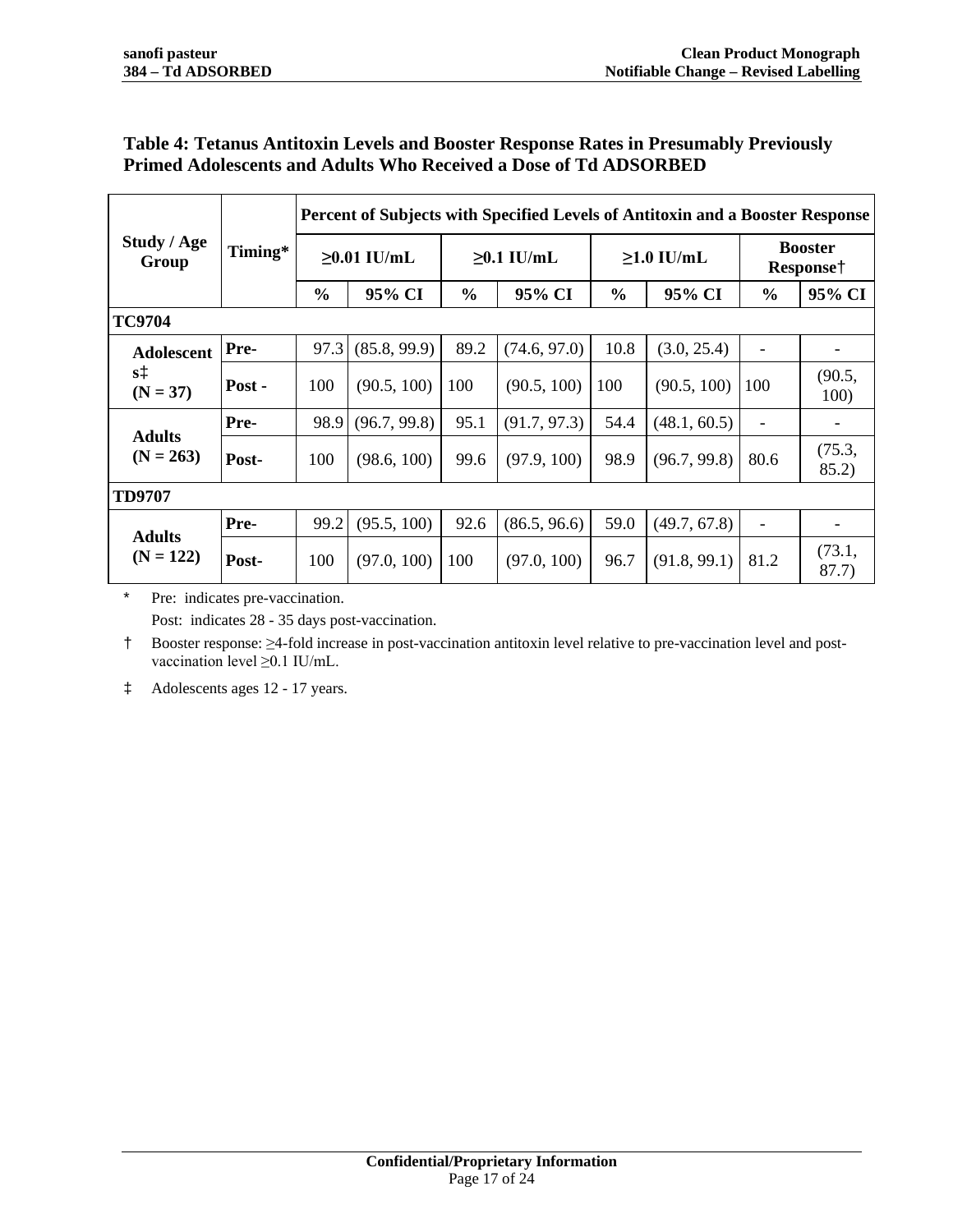**Table 4: Tetanus Antitoxin Levels and Booster Response Rates in Presumably Previously Primed Adolescents and Adults Who Received a Dose of Td ADSORBED**

| Study / Age Group | Timing* | Percent of Subjects with Specified Levels of Antitoxin and a Booster Response | | | | | | | |
|---|---|---|---|---|---|---|---|---|---|
| | | ≥0.01 IU/mL | | ≥0.1 IU/mL | | ≥1.0 IU/mL | | Booster Response† | |
| | | % | 95% CI | % | 95% CI | % | 95% CI | % | 95% CI |
| **TC9704** | | | | | | | | | |
| **Adolescents‡ (N = 37)** | **Pre-** | 97.3 | (85.8, 99.9) | 89.2 | (74.6, 97.0) | 10.8 | (3.0, 25.4) | - | - |
| | **Post -** | 100 | (90.5, 100) | 100 | (90.5, 100) | 100 | (90.5, 100) | 100 | (90.5, 100) |
| **Adults (N = 263)** | **Pre-** | 98.9 | (96.7, 99.8) | 95.1 | (91.7, 97.3) | 54.4 | (48.1, 60.5) | - | - |
| | **Post-** | 100 | (98.6, 100) | 99.6 | (97.9, 100) | 98.9 | (96.7, 99.8) | 80.6 | (75.3, 85.2) |
| **TD9707** | | | | | | | | | |
| **Adults (N = 122)** | **Pre-** | 99.2 | (95.5, 100) | 92.6 | (86.5, 96.6) | 59.0 | (49.7, 67.8) | - | - |
| | **Post-** | 100 | (97.0, 100) | 100 | (97.0, 100) | 96.7 | (91.8, 99.1) | 81.2 | (73.1, 87.7) |

\* Pre: indicates pre-vaccination.
Post: indicates 28 - 35 days post-vaccination.

† Booster response: ≥4-fold increase in post-vaccination antitoxin level relative to pre-vaccination level and post-vaccination level ≥0.1 IU/mL.

‡ Adolescents ages 12 - 17 years.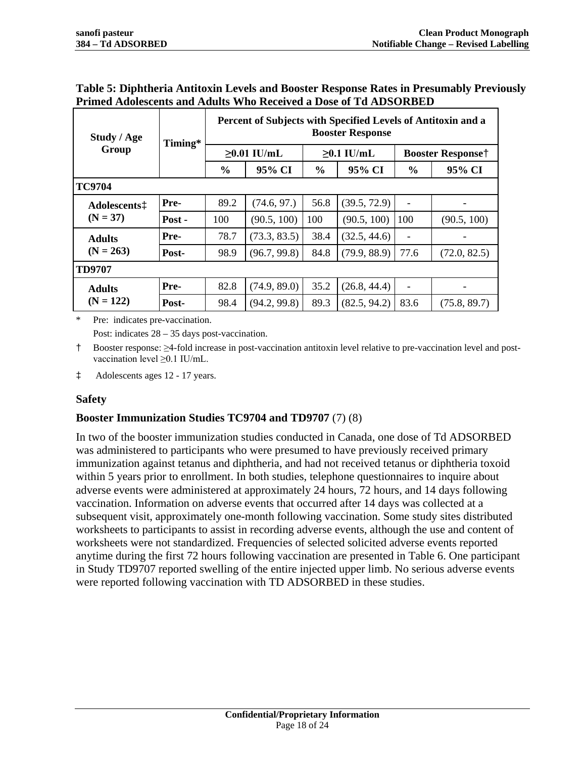**Table 5: Diphtheria Antitoxin Levels and Booster Response Rates in Presumably Previously Primed Adolescents and Adults Who Received a Dose of Td ADSORBED**

| Study / Age Group | Timing* | Percent of Subjects with Specified Levels of Antitoxin and a Booster Response | | | | | |
|---|---|---|---|---|---|---|---|
| | | ≥0.01 IU/mL | | ≥0.1 IU/mL | | Booster Response† | |
| | | % | 95% CI | % | 95% CI | % | 95% CI |
| **TC9704** | | | | | | | |
| **Adolescents‡ (N = 37)** | **Pre-** | 89.2 | (74.6, 97.) | 56.8 | (39.5, 72.9) | - | - |
| | **Post -** | 100 | (90.5, 100) | 100 | (90.5, 100) | 100 | (90.5, 100) |
| **Adults (N = 263)** | **Pre-** | 78.7 | (73.3, 83.5) | 38.4 | (32.5, 44.6) | - | - |
| | **Post-** | 98.9 | (96.7, 99.8) | 84.8 | (79.9, 88.9) | 77.6 | (72.0, 82.5) |
| **TD9707** | | | | | | | |
| **Adults (N = 122)** | **Pre-** | 82.8 | (74.9, 89.0) | 35.2 | (26.8, 44.4) | - | - |
| | **Post-** | 98.4 | (94.2, 99.8) | 89.3 | (82.5, 94.2) | 83.6 | (75.8, 89.7) |

\* Pre: indicates pre-vaccination.
Post: indicates 28 – 35 days post-vaccination.

† Booster response: ≥4-fold increase in post-vaccination antitoxin level relative to pre-vaccination level and post-vaccination level ≥0.1 IU/mL.

‡ Adolescents ages 12 - 17 years.

### Safety

**Booster Immunization Studies TC9704 and TD9707** (7) (8)

In two of the booster immunization studies conducted in Canada, one dose of Td ADSORBED was administered to participants who were presumed to have previously received primary immunization against tetanus and diphtheria, and had not received tetanus or diphtheria toxoid within 5 years prior to enrollment. In both studies, telephone questionnaires to inquire about adverse events were administered at approximately 24 hours, 72 hours, and 14 days following vaccination. Information on adverse events that occurred after 14 days was collected at a subsequent visit, approximately one-month following vaccination. Some study sites distributed worksheets to participants to assist in recording adverse events, although the use and content of worksheets were not standardized. Frequencies of selected solicited adverse events reported anytime during the first 72 hours following vaccination are presented in Table 6. One participant in Study TD9707 reported swelling of the entire injected upper limb. No serious adverse events were reported following vaccination with TD ADSORBED in these studies.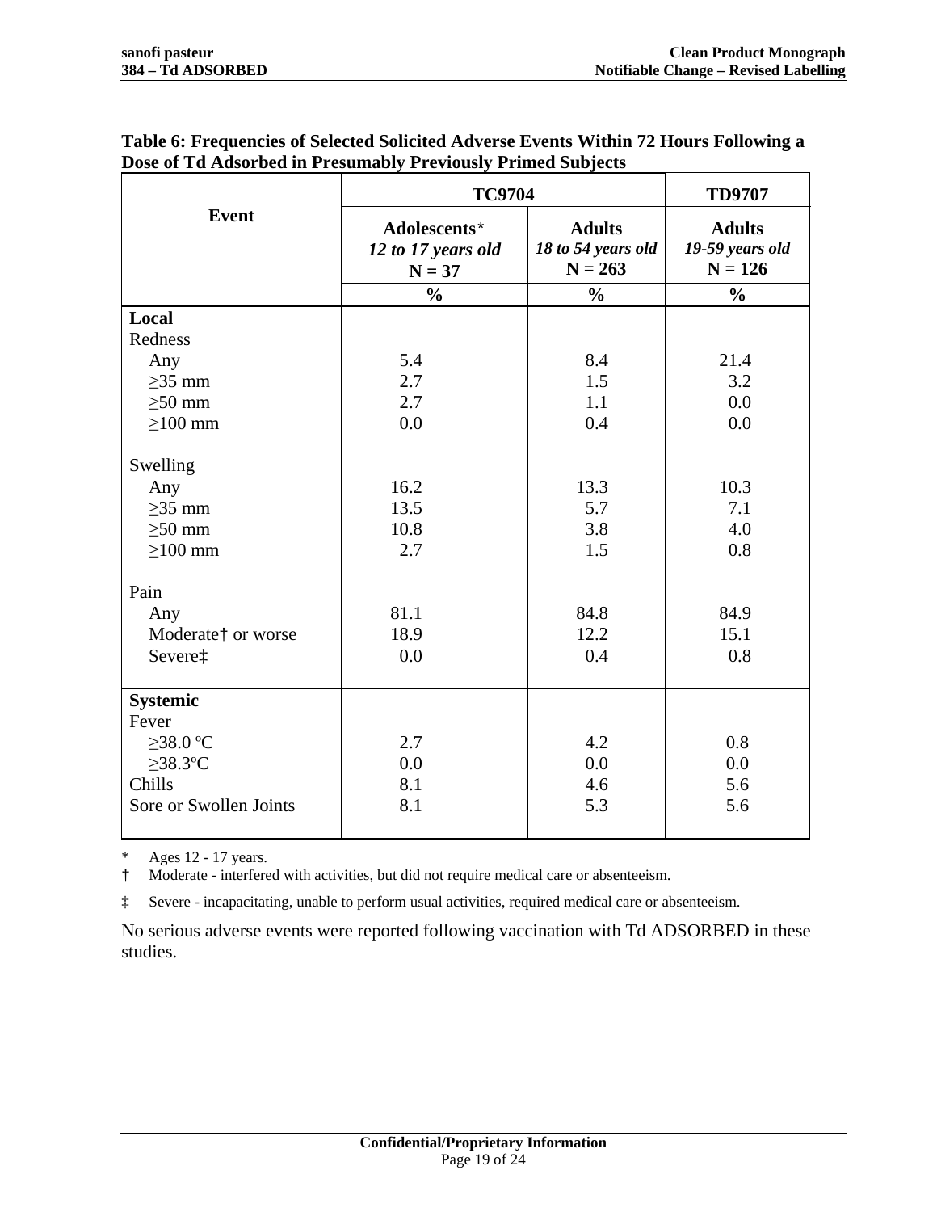**Table 6: Frequencies of Selected Solicited Adverse Events Within 72 Hours Following a Dose of Td Adsorbed in Presumably Previously Primed Subjects**

| Event | TC9704 | | TD9707 |
|---|---|---|---|
| | **Adolescents*** *12 to 17 years old* **N = 37** | **Adults** *18 to 54 years old* **N = 263** | **Adults** *19-59 years old* **N = 126** |
| | **%** | **%** | **%** |
| **Local** | | | |
| Redness | | | |
| Any | 5.4 | 8.4 | 21.4 |
| ≥35 mm | 2.7 | 1.5 | 3.2 |
| ≥50 mm | 2.7 | 1.1 | 0.0 |
| ≥100 mm | 0.0 | 0.4 | 0.0 |
| Swelling | | | |
| Any | 16.2 | 13.3 | 10.3 |
| ≥35 mm | 13.5 | 5.7 | 7.1 |
| ≥50 mm | 10.8 | 3.8 | 4.0 |
| ≥100 mm | 2.7 | 1.5 | 0.8 |
| Pain | | | |
| Any | 81.1 | 84.8 | 84.9 |
| Moderate† or worse | 18.9 | 12.2 | 15.1 |
| Severe‡ | 0.0 | 0.4 | 0.8 |
| **Systemic** | | | |
| Fever | | | |
| ≥38.0 ºC | 2.7 | 4.2 | 0.8 |
| ≥38.3ºC | 0.0 | 0.0 | 0.0 |
| Chills | 8.1 | 4.6 | 5.6 |
| Sore or Swollen Joints | 8.1 | 5.3 | 5.6 |

\* Ages 12 - 17 years.

† Moderate - interfered with activities, but did not require medical care or absenteeism.

‡ Severe - incapacitating, unable to perform usual activities, required medical care or absenteeism.

No serious adverse events were reported following vaccination with Td ADSORBED in these studies.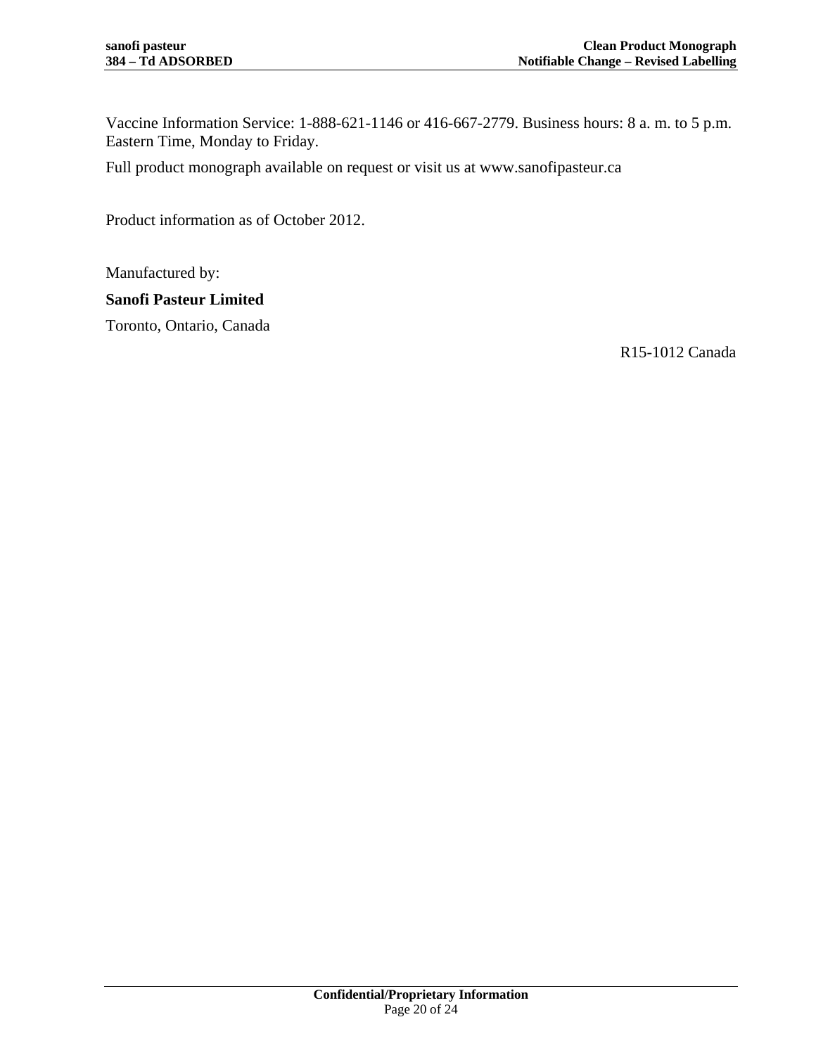Vaccine Information Service: 1-888-621-1146 or 416-667-2779. Business hours: 8 a. m. to 5 p.m. Eastern Time, Monday to Friday.

Full product monograph available on request or visit us at www.sanofipasteur.ca

Product information as of October 2012.

Manufactured by:

**Sanofi Pasteur Limited**

Toronto, Ontario, Canada

R15-1012 Canada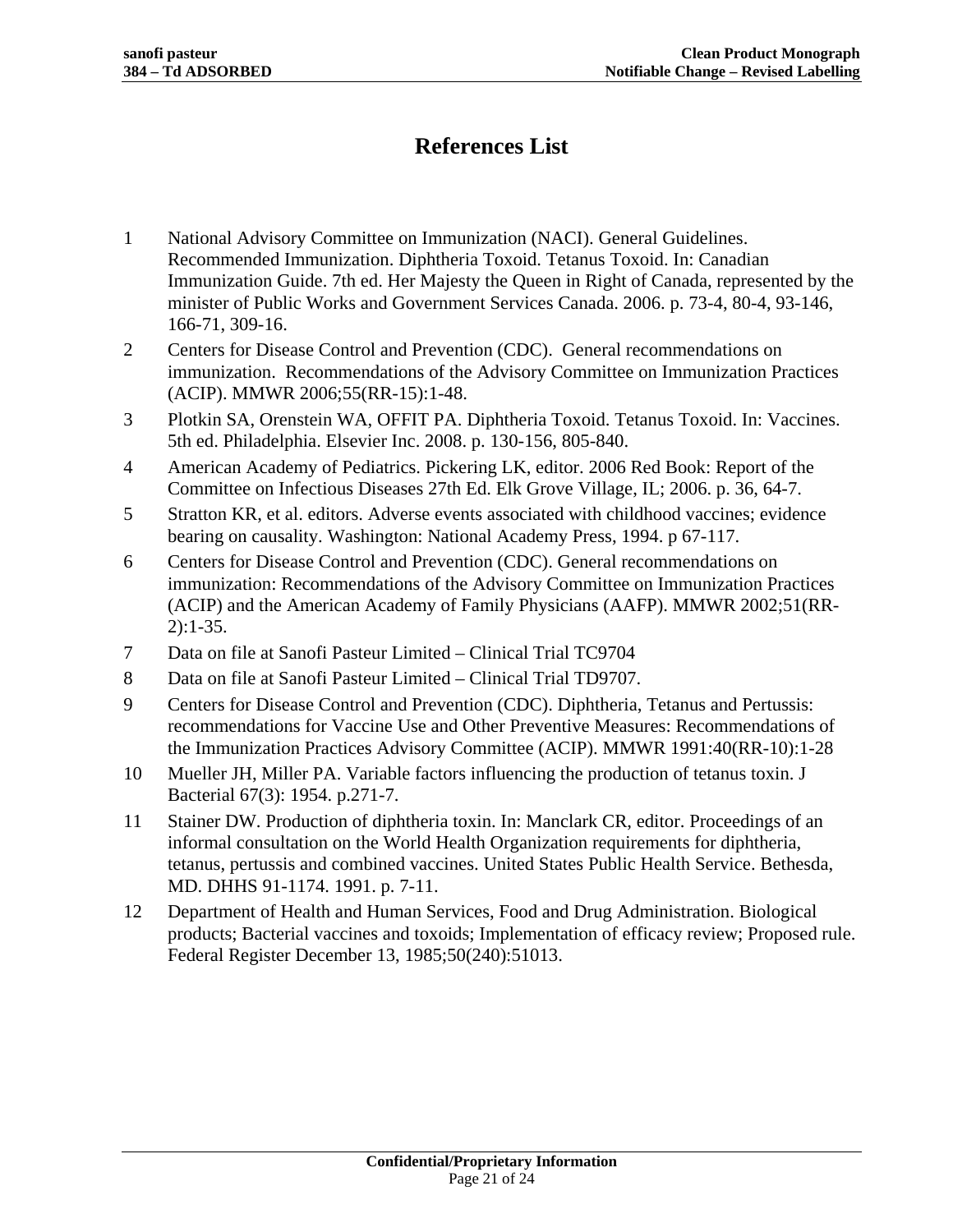# References List

1. National Advisory Committee on Immunization (NACI). General Guidelines. Recommended Immunization. Diphtheria Toxoid. Tetanus Toxoid. In: Canadian Immunization Guide. 7th ed. Her Majesty the Queen in Right of Canada, represented by the minister of Public Works and Government Services Canada. 2006. p. 73-4, 80-4, 93-146, 166-71, 309-16.
2. Centers for Disease Control and Prevention (CDC). General recommendations on immunization. Recommendations of the Advisory Committee on Immunization Practices (ACIP). MMWR 2006;55(RR-15):1-48.
3. Plotkin SA, Orenstein WA, OFFIT PA. Diphtheria Toxoid. Tetanus Toxoid. In: Vaccines. 5th ed. Philadelphia. Elsevier Inc. 2008. p. 130-156, 805-840.
4. American Academy of Pediatrics. Pickering LK, editor. 2006 Red Book: Report of the Committee on Infectious Diseases 27th Ed. Elk Grove Village, IL; 2006. p. 36, 64-7.
5. Stratton KR, et al. editors. Adverse events associated with childhood vaccines; evidence bearing on causality. Washington: National Academy Press, 1994. p 67-117.
6. Centers for Disease Control and Prevention (CDC). General recommendations on immunization: Recommendations of the Advisory Committee on Immunization Practices (ACIP) and the American Academy of Family Physicians (AAFP). MMWR 2002;51(RR-2):1-35.
7. Data on file at Sanofi Pasteur Limited – Clinical Trial TC9704
8. Data on file at Sanofi Pasteur Limited – Clinical Trial TD9707.
9. Centers for Disease Control and Prevention (CDC). Diphtheria, Tetanus and Pertussis: recommendations for Vaccine Use and Other Preventive Measures: Recommendations of the Immunization Practices Advisory Committee (ACIP). MMWR 1991:40(RR-10):1-28
10. Mueller JH, Miller PA. Variable factors influencing the production of tetanus toxin. J Bacterial 67(3): 1954. p.271-7.
11. Stainer DW. Production of diphtheria toxin. In: Manclark CR, editor. Proceedings of an informal consultation on the World Health Organization requirements for diphtheria, tetanus, pertussis and combined vaccines. United States Public Health Service. Bethesda, MD. DHHS 91-1174. 1991. p. 7-11.
12. Department of Health and Human Services, Food and Drug Administration. Biological products; Bacterial vaccines and toxoids; Implementation of efficacy review; Proposed rule. Federal Register December 13, 1985;50(240):51013.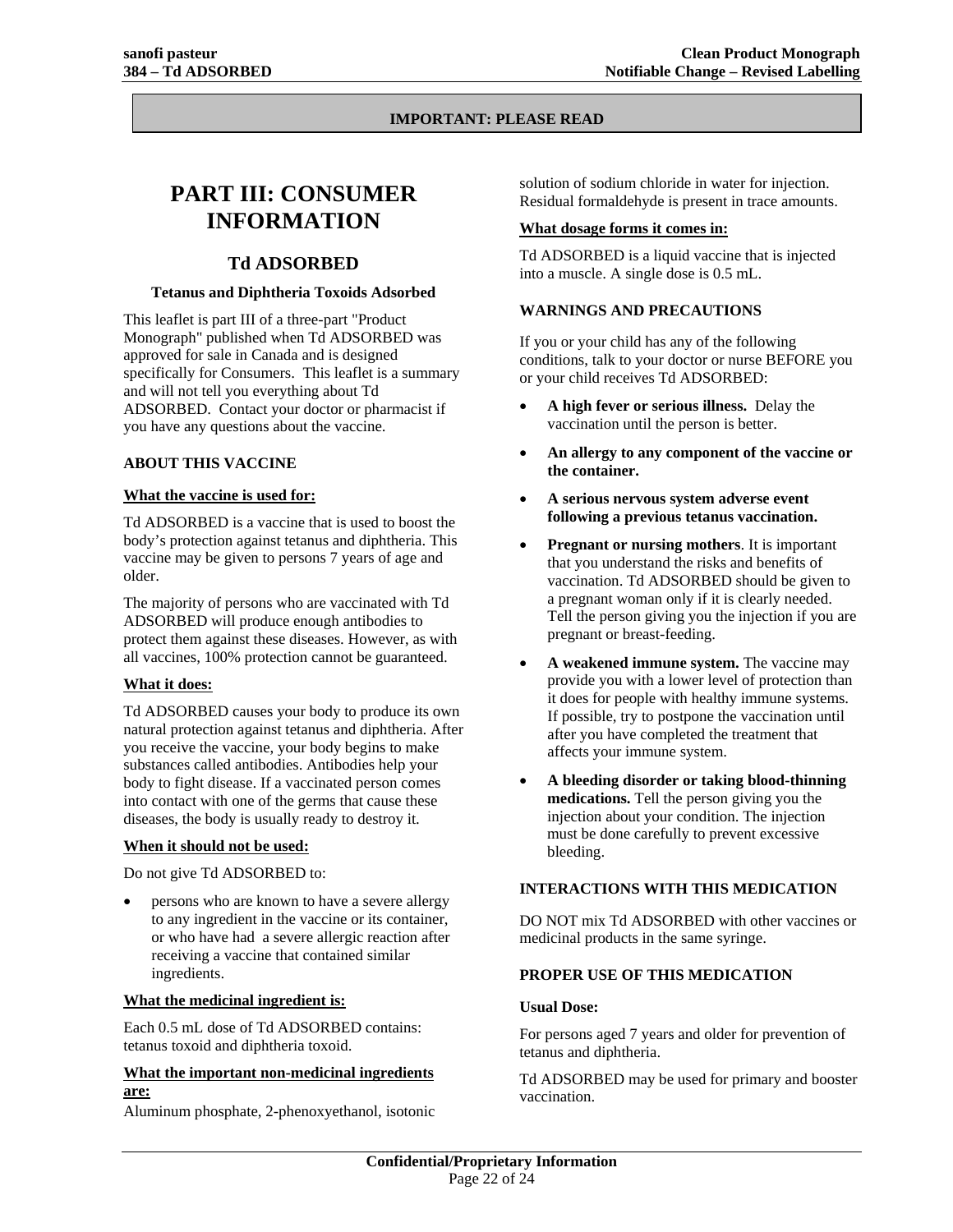**IMPORTANT: PLEASE READ**

# PART III: CONSUMER INFORMATION

## Td ADSORBED

### Tetanus and Diphtheria Toxoids Adsorbed

This leaflet is part III of a three-part "Product Monograph" published when Td ADSORBED was approved for sale in Canada and is designed specifically for Consumers. This leaflet is a summary and will not tell you everything about Td ADSORBED. Contact your doctor or pharmacist if you have any questions about the vaccine.

**ABOUT THIS VACCINE**

**What the vaccine is used for:**

Td ADSORBED is a vaccine that is used to boost the body's protection against tetanus and diphtheria. This vaccine may be given to persons 7 years of age and older.

The majority of persons who are vaccinated with Td ADSORBED will produce enough antibodies to protect them against these diseases. However, as with all vaccines, 100% protection cannot be guaranteed.

**What it does:**

Td ADSORBED causes your body to produce its own natural protection against tetanus and diphtheria. After you receive the vaccine, your body begins to make substances called antibodies. Antibodies help your body to fight disease. If a vaccinated person comes into contact with one of the germs that cause these diseases, the body is usually ready to destroy it.

**When it should not be used:**

Do not give Td ADSORBED to:

- persons who are known to have a severe allergy to any ingredient in the vaccine or its container, or who have had a severe allergic reaction after receiving a vaccine that contained similar ingredients.

**What the medicinal ingredient is:**

Each 0.5 mL dose of Td ADSORBED contains: tetanus toxoid and diphtheria toxoid.

**What the important non-medicinal ingredients are:**

Aluminum phosphate, 2-phenoxyethanol, isotonic solution of sodium chloride in water for injection. Residual formaldehyde is present in trace amounts.

**What dosage forms it comes in:**

Td ADSORBED is a liquid vaccine that is injected into a muscle. A single dose is 0.5 mL.

**WARNINGS AND PRECAUTIONS**

If you or your child has any of the following conditions, talk to your doctor or nurse BEFORE you or your child receives Td ADSORBED:

- **A high fever or serious illness.** Delay the vaccination until the person is better.
- **An allergy to any component of the vaccine or the container.**
- **A serious nervous system adverse event following a previous tetanus vaccination.**
- **Pregnant or nursing mothers**. It is important that you understand the risks and benefits of vaccination. Td ADSORBED should be given to a pregnant woman only if it is clearly needed. Tell the person giving you the injection if you are pregnant or breast-feeding.
- **A weakened immune system.** The vaccine may provide you with a lower level of protection than it does for people with healthy immune systems. If possible, try to postpone the vaccination until after you have completed the treatment that affects your immune system.
- **A bleeding disorder or taking blood-thinning medications.** Tell the person giving you the injection about your condition. The injection must be done carefully to prevent excessive bleeding.

**INTERACTIONS WITH THIS MEDICATION**

DO NOT mix Td ADSORBED with other vaccines or medicinal products in the same syringe.

**PROPER USE OF THIS MEDICATION**

**Usual Dose:**

For persons aged 7 years and older for prevention of tetanus and diphtheria.

Td ADSORBED may be used for primary and booster vaccination.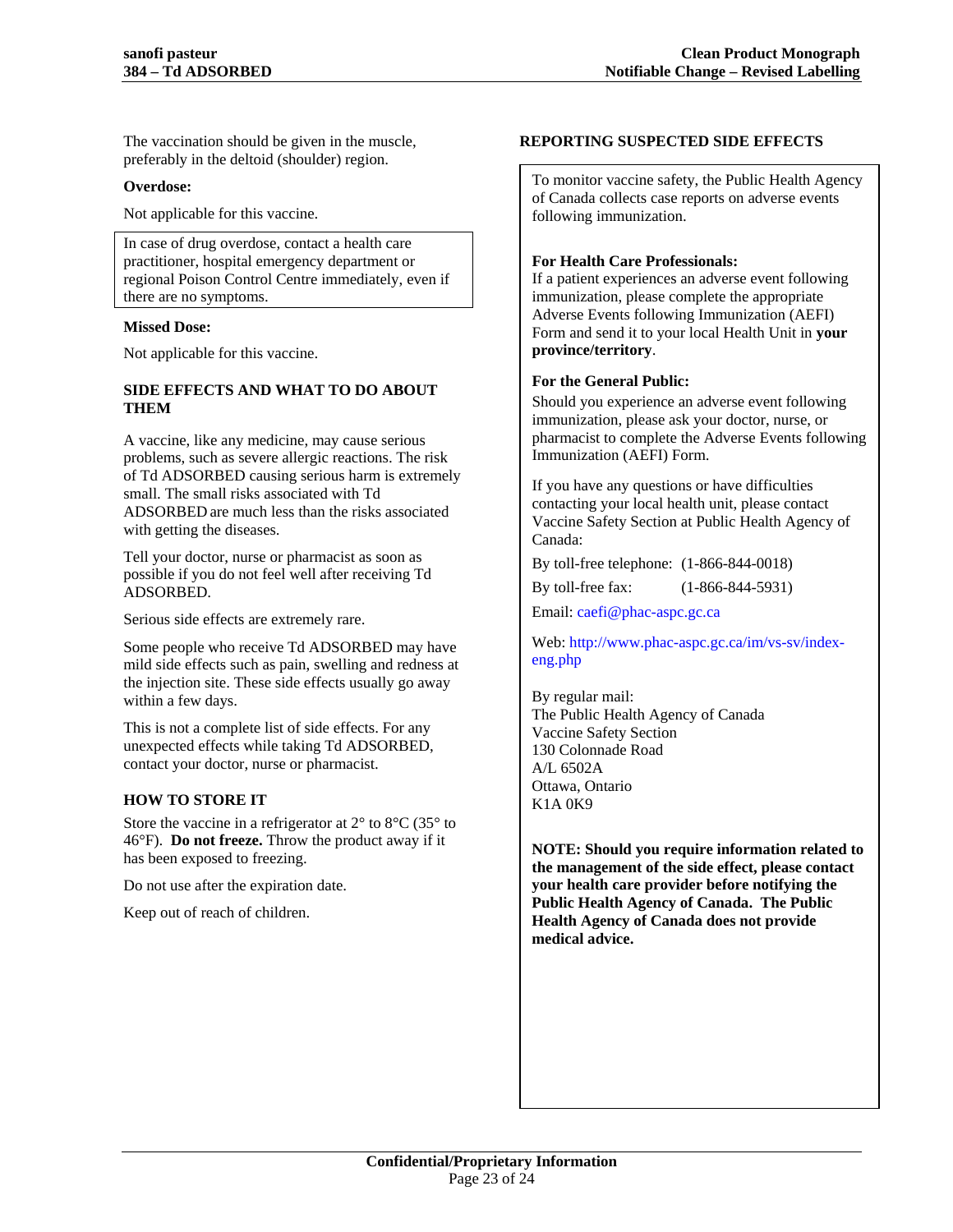The vaccination should be given in the muscle, preferably in the deltoid (shoulder) region.

**Overdose:**

Not applicable for this vaccine.

In case of drug overdose, contact a health care practitioner, hospital emergency department or regional Poison Control Centre immediately, even if there are no symptoms.

**Missed Dose:**

Not applicable for this vaccine.

## SIDE EFFECTS AND WHAT TO DO ABOUT THEM

A vaccine, like any medicine, may cause serious problems, such as severe allergic reactions. The risk of Td ADSORBED causing serious harm is extremely small. The small risks associated with Td ADSORBED are much less than the risks associated with getting the diseases.

Tell your doctor, nurse or pharmacist as soon as possible if you do not feel well after receiving Td ADSORBED.

Serious side effects are extremely rare.

Some people who receive Td ADSORBED may have mild side effects such as pain, swelling and redness at the injection site. These side effects usually go away within a few days.

This is not a complete list of side effects. For any unexpected effects while taking Td ADSORBED, contact your doctor, nurse or pharmacist.

## HOW TO STORE IT

Store the vaccine in a refrigerator at 2° to 8°C (35° to 46°F). **Do not freeze.** Throw the product away if it has been exposed to freezing.

Do not use after the expiration date.

Keep out of reach of children.

## REPORTING SUSPECTED SIDE EFFECTS

To monitor vaccine safety, the Public Health Agency of Canada collects case reports on adverse events following immunization.

**For Health Care Professionals:**
If a patient experiences an adverse event following immunization, please complete the appropriate Adverse Events following Immunization (AEFI) Form and send it to your local Health Unit in **your province/territory**.

**For the General Public:**
Should you experience an adverse event following immunization, please ask your doctor, nurse, or pharmacist to complete the Adverse Events following Immunization (AEFI) Form.

If you have any questions or have difficulties contacting your local health unit, please contact Vaccine Safety Section at Public Health Agency of Canada:

By toll-free telephone: (1-866-844-0018)

By toll-free fax: (1-866-844-5931)

Email: caefi@phac-aspc.gc.ca

Web: http://www.phac-aspc.gc.ca/im/vs-sv/index-eng.php

By regular mail:
The Public Health Agency of Canada
Vaccine Safety Section
130 Colonnade Road
A/L 6502A
Ottawa, Ontario
K1A 0K9

**NOTE: Should you require information related to the management of the side effect, please contact your health care provider before notifying the Public Health Agency of Canada. The Public Health Agency of Canada does not provide medical advice.**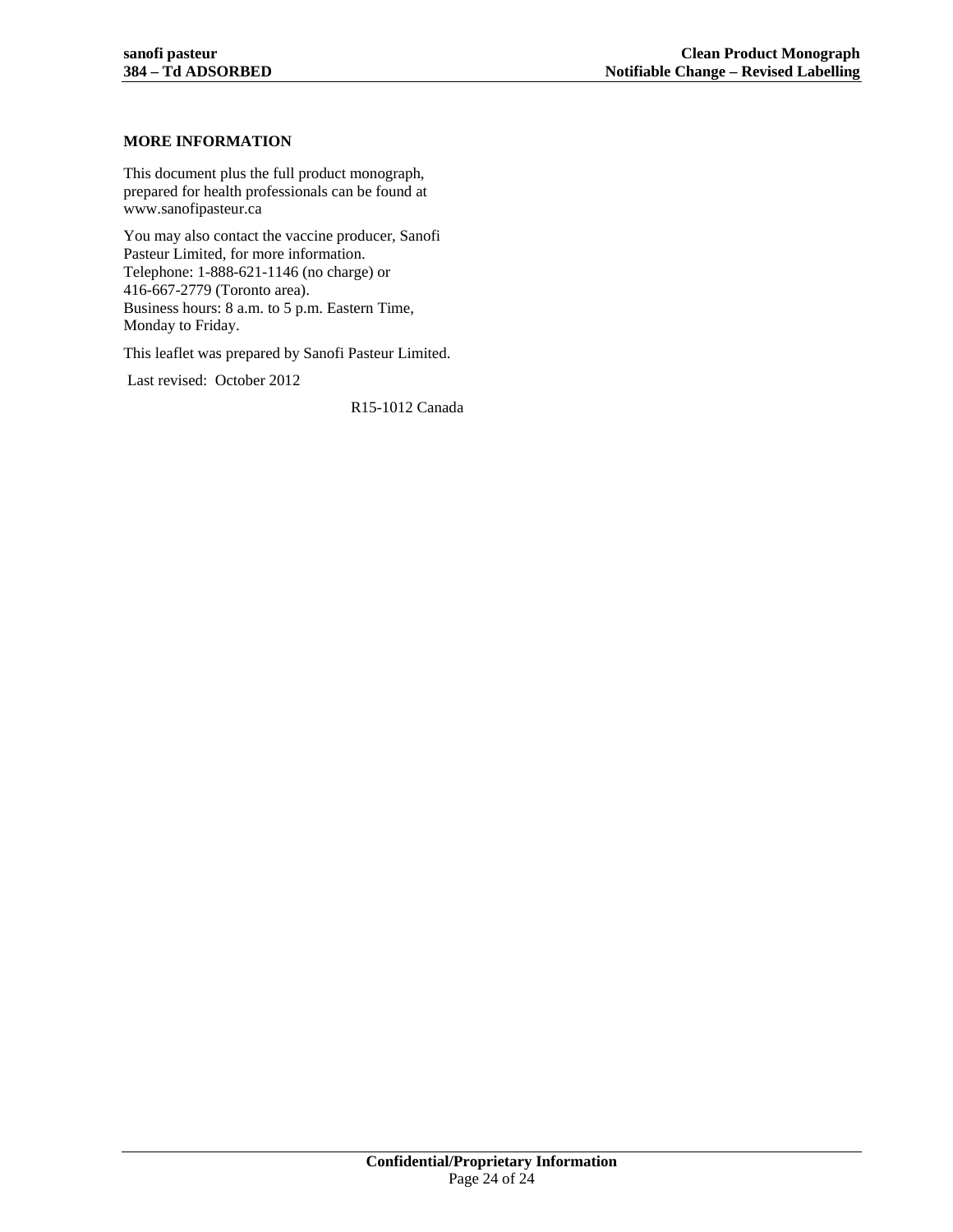## MORE INFORMATION

This document plus the full product monograph, prepared for health professionals can be found at www.sanofipasteur.ca

You may also contact the vaccine producer, Sanofi Pasteur Limited, for more information.
Telephone: 1-888-621-1146 (no charge) or 416-667-2779 (Toronto area).
Business hours: 8 a.m. to 5 p.m. Eastern Time, Monday to Friday.

This leaflet was prepared by Sanofi Pasteur Limited.

Last revised: October 2012

R15-1012 Canada